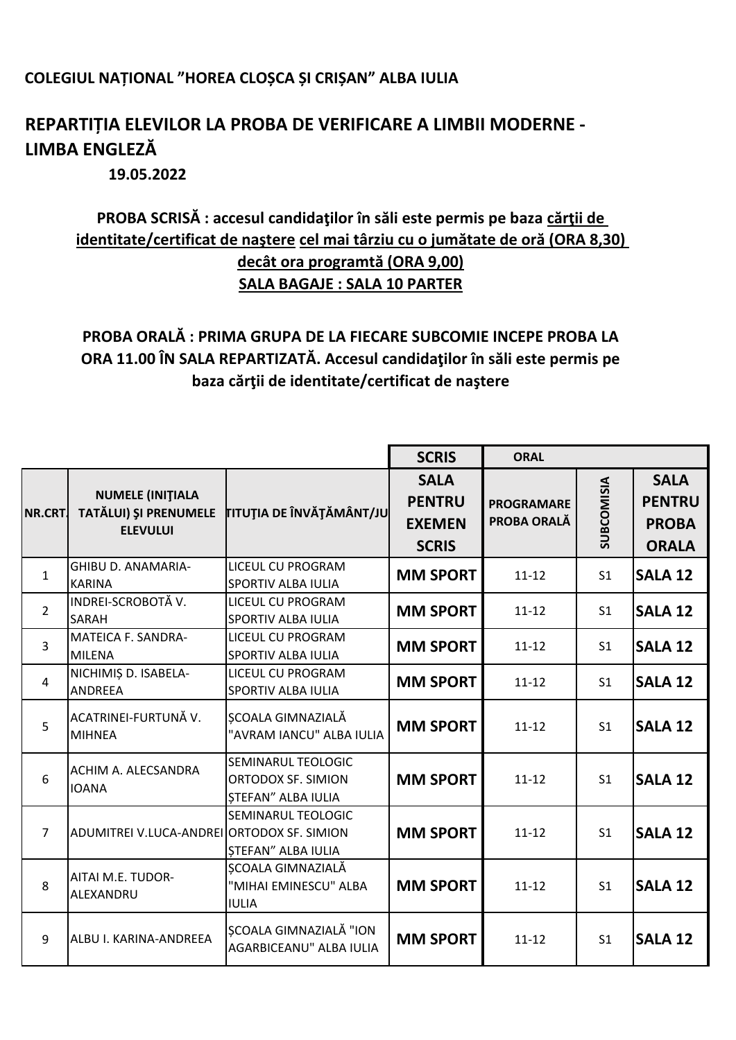**COLEGIUL NAȚIONAL ”HOREA CLOȘCA ȘI CRIȘAN” ALBA IULIA**

## REPARTIȚIA ELEVILOR LA PROBA DE VERIFICARE A LIMBII MODERNE - LIMBA ENGLEZĂ

**19.05.2022**

**PROBA SCRISĂ : accesul candidaţilor în săli este permis pe baza cărţii de identitate/certificat de naştere cel mai târziu cu o jumătate de oră (ORA 8,30) decât ora programtă (ORA 9,00)**
**SALA BAGAJE : SALA 10 PARTER**

**PROBA ORALĂ : PRIMA GRUPA DE LA FIECARE SUBCOMIE INCEPE PROBA LA ORA 11.00 ÎN SALA REPARTIZATĂ. Accesul candidaţilor în săli este permis pe baza cărţii de identitate/certificat de naştere**

| | | | SCRIS | ORAL | | |
|---|---|---|---|---|---|---|
| NR.CRT. | NUMELE (INIŢIALA TATĂLUI) ŞI PRENUMELE ELEVULUI | TITUŢIA DE ÎNVĂŢĂMÂNT/JU | SALA PENTRU EXEMEN SCRIS | PROGRAMARE PROBA ORALĂ | SUBCOMISIA | SALA PENTRU PROBA ORALA |
| 1 | GHIBU D. ANAMARIA-KARINA | LICEUL CU PROGRAM SPORTIV ALBA IULIA | MM SPORT | 11-12 | S1 | SALA 12 |
| 2 | INDREI-SCROBOTĂ V. SARAH | LICEUL CU PROGRAM SPORTIV ALBA IULIA | MM SPORT | 11-12 | S1 | SALA 12 |
| 3 | MATEICA F. SANDRA-MILENA | LICEUL CU PROGRAM SPORTIV ALBA IULIA | MM SPORT | 11-12 | S1 | SALA 12 |
| 4 | NICHIMIȘ D. ISABELA-ANDREEA | LICEUL CU PROGRAM SPORTIV ALBA IULIA | MM SPORT | 11-12 | S1 | SALA 12 |
| 5 | ACATRINEI-FURTUNĂ V. MIHNEA | ȘCOALA GIMNAZIALĂ "AVRAM IANCU" ALBA IULIA | MM SPORT | 11-12 | S1 | SALA 12 |
| 6 | ACHIM A. ALECSANDRA IOANA | SEMINARUL TEOLOGIC ORTODOX SF. SIMION ȘTEFAN” ALBA IULIA | MM SPORT | 11-12 | S1 | SALA 12 |
| 7 | ADUMITREI V.LUCA-ANDREI | SEMINARUL TEOLOGIC ORTODOX SF. SIMION ȘTEFAN” ALBA IULIA | MM SPORT | 11-12 | S1 | SALA 12 |
| 8 | AITAI M.E. TUDOR-ALEXANDRU | ȘCOALA GIMNAZIALĂ "MIHAI EMINESCU" ALBA IULIA | MM SPORT | 11-12 | S1 | SALA 12 |
| 9 | ALBU I. KARINA-ANDREEA | ȘCOALA GIMNAZIALĂ "ION AGARBICEANU" ALBA IULIA | MM SPORT | 11-12 | S1 | SALA 12 |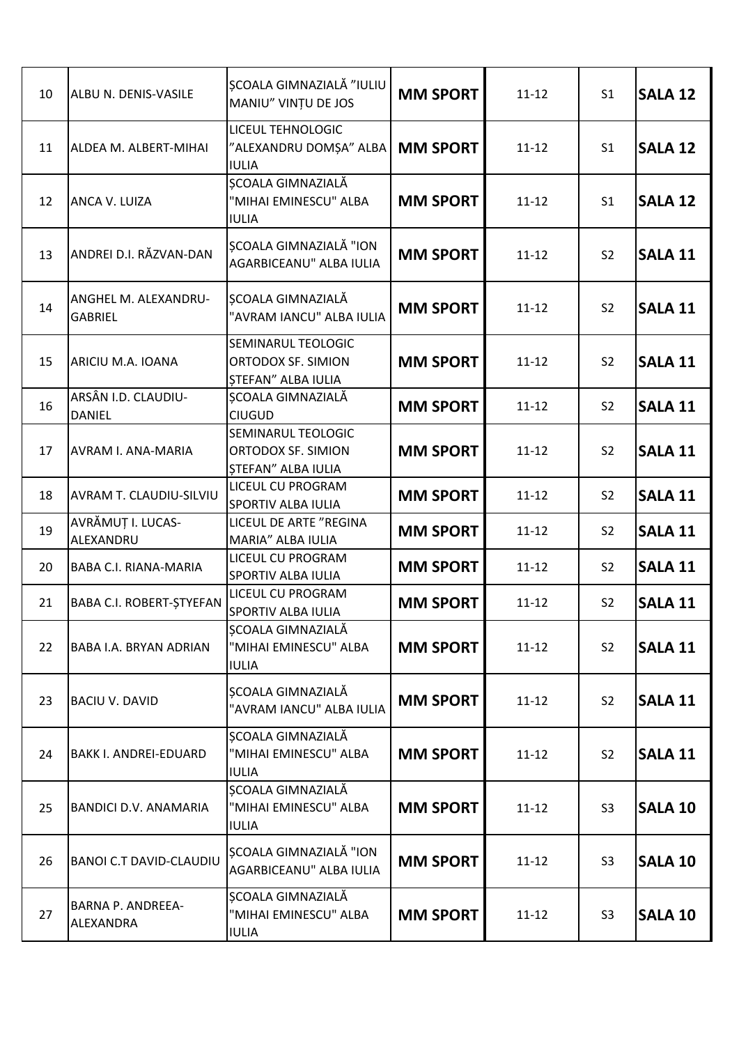| 10 | ALBU N. DENIS-VASILE | ȘCOALA GIMNAZIALĂ ”IULIU MANIU” VINȚU DE JOS | **MM SPORT** | 11-12 | S1 | **SALA 12** |
|---|---|---|---|---|---|---|
| 11 | ALDEA M. ALBERT-MIHAI | LICEUL TEHNOLOGIC ”ALEXANDRU DOMȘA” ALBA IULIA | **MM SPORT** | 11-12 | S1 | **SALA 12** |
| 12 | ANCA V. LUIZA | ȘCOALA GIMNAZIALĂ "MIHAI EMINESCU" ALBA IULIA | **MM SPORT** | 11-12 | S1 | **SALA 12** |
| 13 | ANDREI D.I. RĂZVAN-DAN | ȘCOALA GIMNAZIALĂ "ION AGARBICEANU" ALBA IULIA | **MM SPORT** | 11-12 | S2 | **SALA 11** |
| 14 | ANGHEL M. ALEXANDRU-GABRIEL | ȘCOALA GIMNAZIALĂ "AVRAM IANCU" ALBA IULIA | **MM SPORT** | 11-12 | S2 | **SALA 11** |
| 15 | ARICIU M.A. IOANA | SEMINARUL TEOLOGIC ORTODOX SF. SIMION ȘTEFAN” ALBA IULIA | **MM SPORT** | 11-12 | S2 | **SALA 11** |
| 16 | ARSÂN I.D. CLAUDIU-DANIEL | ȘCOALA GIMNAZIALĂ CIUGUD | **MM SPORT** | 11-12 | S2 | **SALA 11** |
| 17 | AVRAM I. ANA-MARIA | SEMINARUL TEOLOGIC ORTODOX SF. SIMION ȘTEFAN” ALBA IULIA | **MM SPORT** | 11-12 | S2 | **SALA 11** |
| 18 | AVRAM T. CLAUDIU-SILVIU | LICEUL CU PROGRAM SPORTIV ALBA IULIA | **MM SPORT** | 11-12 | S2 | **SALA 11** |
| 19 | AVRĂMUȚ I. LUCAS-ALEXANDRU | LICEUL DE ARTE ”REGINA MARIA” ALBA IULIA | **MM SPORT** | 11-12 | S2 | **SALA 11** |
| 20 | BABA C.I. RIANA-MARIA | LICEUL CU PROGRAM SPORTIV ALBA IULIA | **MM SPORT** | 11-12 | S2 | **SALA 11** |
| 21 | BABA C.I. ROBERT-ȘTYEFAN | LICEUL CU PROGRAM SPORTIV ALBA IULIA | **MM SPORT** | 11-12 | S2 | **SALA 11** |
| 22 | BABA I.A. BRYAN ADRIAN | ȘCOALA GIMNAZIALĂ "MIHAI EMINESCU" ALBA IULIA | **MM SPORT** | 11-12 | S2 | **SALA 11** |
| 23 | BACIU V. DAVID | ȘCOALA GIMNAZIALĂ "AVRAM IANCU" ALBA IULIA | **MM SPORT** | 11-12 | S2 | **SALA 11** |
| 24 | BAKK I. ANDREI-EDUARD | ȘCOALA GIMNAZIALĂ "MIHAI EMINESCU" ALBA IULIA | **MM SPORT** | 11-12 | S2 | **SALA 11** |
| 25 | BANDICI D.V. ANAMARIA | ȘCOALA GIMNAZIALĂ "MIHAI EMINESCU" ALBA IULIA | **MM SPORT** | 11-12 | S3 | **SALA 10** |
| 26 | BANOI C.T DAVID-CLAUDIU | ȘCOALA GIMNAZIALĂ "ION AGARBICEANU" ALBA IULIA | **MM SPORT** | 11-12 | S3 | **SALA 10** |
| 27 | BARNA P. ANDREEA-ALEXANDRA | ȘCOALA GIMNAZIALĂ "MIHAI EMINESCU" ALBA IULIA | **MM SPORT** | 11-12 | S3 | **SALA 10** |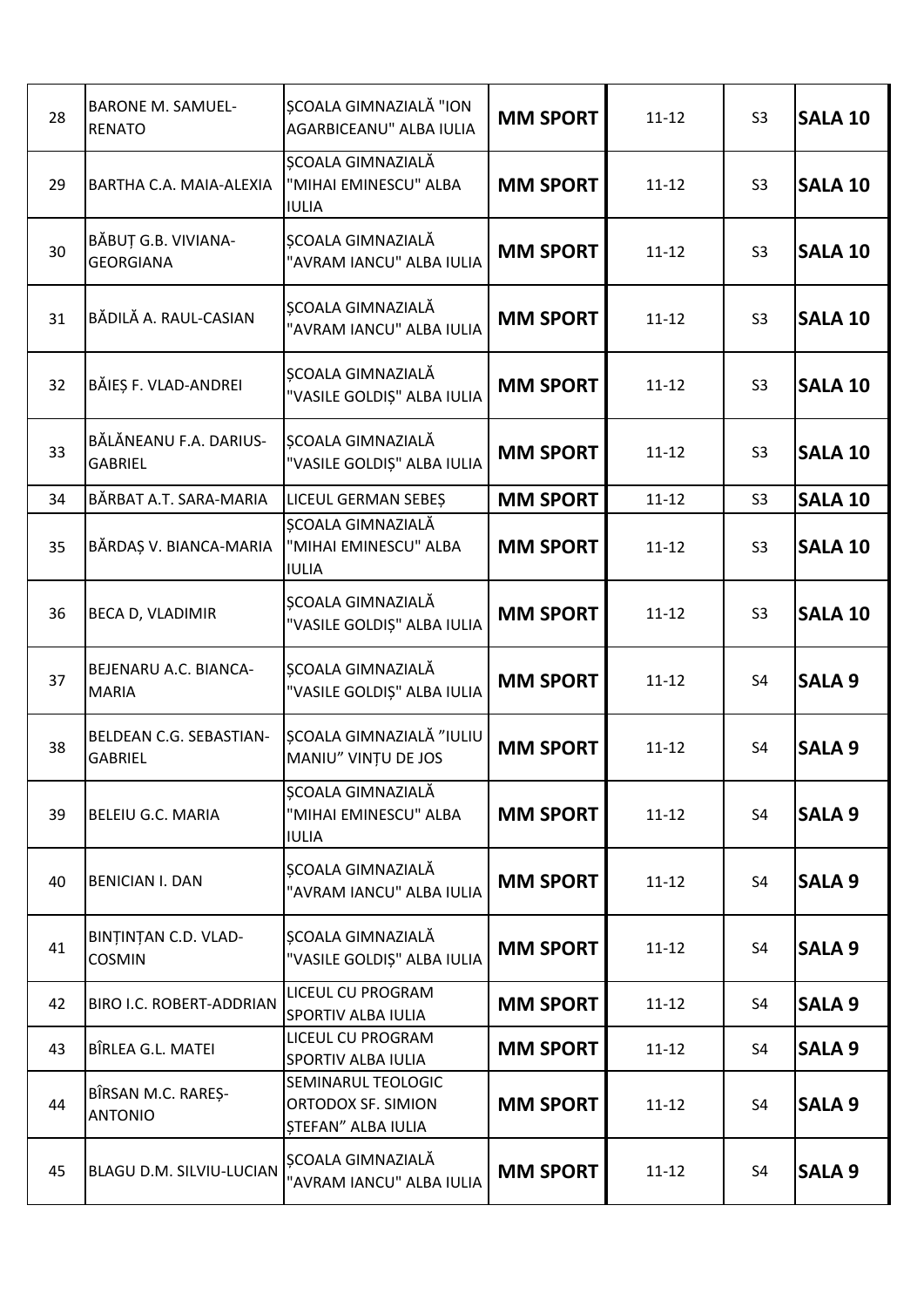| 28 | BARONE M. SAMUEL-RENATO | ȘCOALA GIMNAZIALĂ "ION AGARBICEANU" ALBA IULIA | **MM SPORT** | 11-12 | S3 | **SALA 10** |
|---|---|---|---|---|---|---|
| 29 | BARTHA C.A. MAIA-ALEXIA | ȘCOALA GIMNAZIALĂ "MIHAI EMINESCU" ALBA IULIA | **MM SPORT** | 11-12 | S3 | **SALA 10** |
| 30 | BĂBUȚ G.B. VIVIANA-GEORGIANA | ȘCOALA GIMNAZIALĂ "AVRAM IANCU" ALBA IULIA | **MM SPORT** | 11-12 | S3 | **SALA 10** |
| 31 | BĂDILĂ A. RAUL-CASIAN | ȘCOALA GIMNAZIALĂ "AVRAM IANCU" ALBA IULIA | **MM SPORT** | 11-12 | S3 | **SALA 10** |
| 32 | BĂIEȘ F. VLAD-ANDREI | ȘCOALA GIMNAZIALĂ "VASILE GOLDIȘ" ALBA IULIA | **MM SPORT** | 11-12 | S3 | **SALA 10** |
| 33 | BĂLĂNEANU F.A. DARIUS-GABRIEL | ȘCOALA GIMNAZIALĂ "VASILE GOLDIȘ" ALBA IULIA | **MM SPORT** | 11-12 | S3 | **SALA 10** |
| 34 | BĂRBAT A.T. SARA-MARIA | LICEUL GERMAN SEBEȘ | **MM SPORT** | 11-12 | S3 | **SALA 10** |
| 35 | BĂRDAȘ V. BIANCA-MARIA | ȘCOALA GIMNAZIALĂ "MIHAI EMINESCU" ALBA IULIA | **MM SPORT** | 11-12 | S3 | **SALA 10** |
| 36 | BECA D, VLADIMIR | ȘCOALA GIMNAZIALĂ "VASILE GOLDIȘ" ALBA IULIA | **MM SPORT** | 11-12 | S3 | **SALA 10** |
| 37 | BEJENARU A.C. BIANCA-MARIA | ȘCOALA GIMNAZIALĂ "VASILE GOLDIȘ" ALBA IULIA | **MM SPORT** | 11-12 | S4 | **SALA 9** |
| 38 | BELDEAN C.G. SEBASTIAN-GABRIEL | ȘCOALA GIMNAZIALĂ ”IULIU MANIU” VINȚU DE JOS | **MM SPORT** | 11-12 | S4 | **SALA 9** |
| 39 | BELEIU G.C. MARIA | ȘCOALA GIMNAZIALĂ "MIHAI EMINESCU" ALBA IULIA | **MM SPORT** | 11-12 | S4 | **SALA 9** |
| 40 | BENICIAN I. DAN | ȘCOALA GIMNAZIALĂ "AVRAM IANCU" ALBA IULIA | **MM SPORT** | 11-12 | S4 | **SALA 9** |
| 41 | BINȚINȚAN C.D. VLAD-COSMIN | ȘCOALA GIMNAZIALĂ "VASILE GOLDIȘ" ALBA IULIA | **MM SPORT** | 11-12 | S4 | **SALA 9** |
| 42 | BIRO I.C. ROBERT-ADDRIAN | LICEUL CU PROGRAM SPORTIV ALBA IULIA | **MM SPORT** | 11-12 | S4 | **SALA 9** |
| 43 | BÎRLEA G.L. MATEI | LICEUL CU PROGRAM SPORTIV ALBA IULIA | **MM SPORT** | 11-12 | S4 | **SALA 9** |
| 44 | BÎRSAN M.C. RAREȘ-ANTONIO | SEMINARUL TEOLOGIC ORTODOX SF. SIMION ȘTEFAN” ALBA IULIA | **MM SPORT** | 11-12 | S4 | **SALA 9** |
| 45 | BLAGU D.M. SILVIU-LUCIAN | ȘCOALA GIMNAZIALĂ "AVRAM IANCU" ALBA IULIA | **MM SPORT** | 11-12 | S4 | **SALA 9** |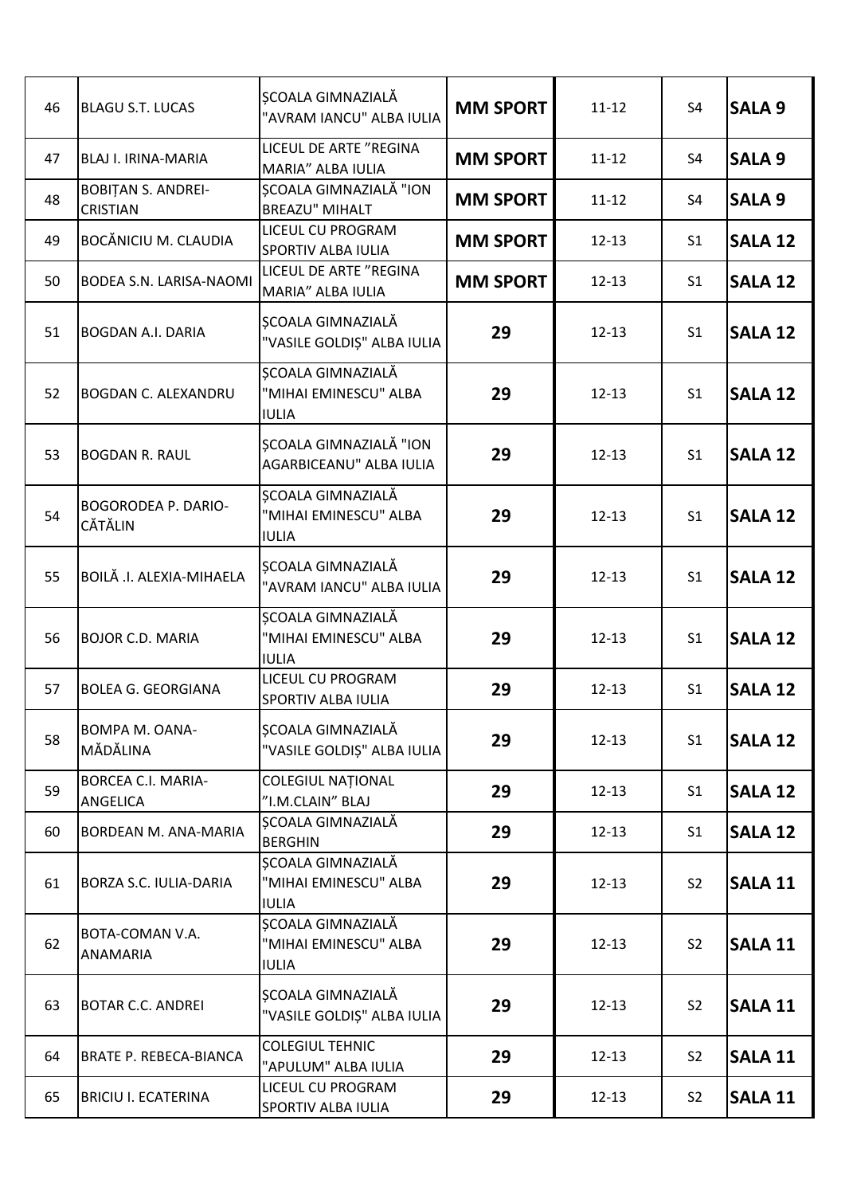| 46 | BLAGU S.T. LUCAS | ȘCOALA GIMNAZIALĂ "AVRAM IANCU" ALBA IULIA | **MM SPORT** | 11-12 | S4 | **SALA 9** |
|---|---|---|---|---|---|---|
| 47 | BLAJ I. IRINA-MARIA | LICEUL DE ARTE ”REGINA MARIA” ALBA IULIA | **MM SPORT** | 11-12 | S4 | **SALA 9** |
| 48 | BOBIȚAN S. ANDREI-CRISTIAN | ȘCOALA GIMNAZIALĂ "ION BREAZU" MIHALT | **MM SPORT** | 11-12 | S4 | **SALA 9** |
| 49 | BOCĂNICIU M. CLAUDIA | LICEUL CU PROGRAM SPORTIV ALBA IULIA | **MM SPORT** | 12-13 | S1 | **SALA 12** |
| 50 | BODEA S.N. LARISA-NAOMI | LICEUL DE ARTE ”REGINA MARIA” ALBA IULIA | **MM SPORT** | 12-13 | S1 | **SALA 12** |
| 51 | BOGDAN A.I. DARIA | ȘCOALA GIMNAZIALĂ "VASILE GOLDIȘ" ALBA IULIA | **29** | 12-13 | S1 | **SALA 12** |
| 52 | BOGDAN C. ALEXANDRU | ȘCOALA GIMNAZIALĂ "MIHAI EMINESCU" ALBA IULIA | **29** | 12-13 | S1 | **SALA 12** |
| 53 | BOGDAN R. RAUL | ȘCOALA GIMNAZIALĂ "ION AGARBICEANU" ALBA IULIA | **29** | 12-13 | S1 | **SALA 12** |
| 54 | BOGORODEA P. DARIO-CĂTĂLIN | ȘCOALA GIMNAZIALĂ "MIHAI EMINESCU" ALBA IULIA | **29** | 12-13 | S1 | **SALA 12** |
| 55 | BOILĂ .I. ALEXIA-MIHAELA | ȘCOALA GIMNAZIALĂ "AVRAM IANCU" ALBA IULIA | **29** | 12-13 | S1 | **SALA 12** |
| 56 | BOJOR C.D. MARIA | ȘCOALA GIMNAZIALĂ "MIHAI EMINESCU" ALBA IULIA | **29** | 12-13 | S1 | **SALA 12** |
| 57 | BOLEA G. GEORGIANA | LICEUL CU PROGRAM SPORTIV ALBA IULIA | **29** | 12-13 | S1 | **SALA 12** |
| 58 | BOMPA M. OANA-MĂDĂLINA | ȘCOALA GIMNAZIALĂ "VASILE GOLDIȘ" ALBA IULIA | **29** | 12-13 | S1 | **SALA 12** |
| 59 | BORCEA C.I. MARIA-ANGELICA | COLEGIUL NAȚIONAL ”I.M.CLAIN” BLAJ | **29** | 12-13 | S1 | **SALA 12** |
| 60 | BORDEAN M. ANA-MARIA | ȘCOALA GIMNAZIALĂ BERGHIN | **29** | 12-13 | S1 | **SALA 12** |
| 61 | BORZA S.C. IULIA-DARIA | ȘCOALA GIMNAZIALĂ "MIHAI EMINESCU" ALBA IULIA | **29** | 12-13 | S2 | **SALA 11** |
| 62 | BOTA-COMAN V.A. ANAMARIA | ȘCOALA GIMNAZIALĂ "MIHAI EMINESCU" ALBA IULIA | **29** | 12-13 | S2 | **SALA 11** |
| 63 | BOTAR C.C. ANDREI | ȘCOALA GIMNAZIALĂ "VASILE GOLDIȘ" ALBA IULIA | **29** | 12-13 | S2 | **SALA 11** |
| 64 | BRATE P. REBECA-BIANCA | COLEGIUL TEHNIC "APULUM" ALBA IULIA | **29** | 12-13 | S2 | **SALA 11** |
| 65 | BRICIU I. ECATERINA | LICEUL CU PROGRAM SPORTIV ALBA IULIA | **29** | 12-13 | S2 | **SALA 11** |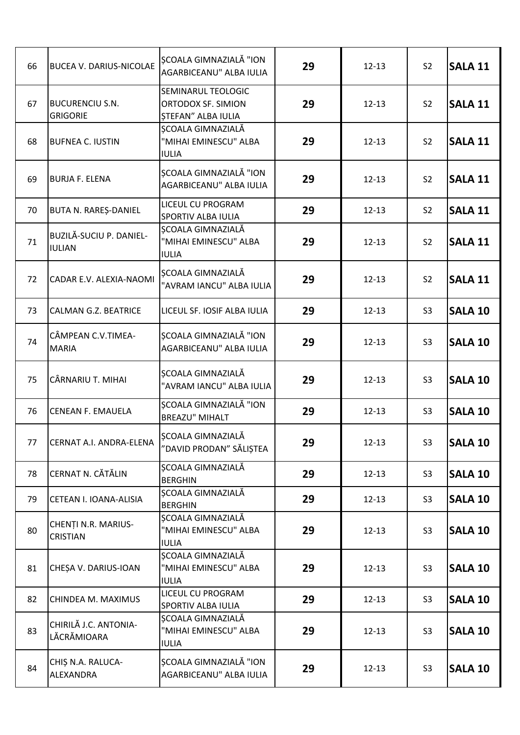| | | | | | | |
|---|---|---|---|---|---|---|
| 66 | BUCEA V. DARIUS-NICOLAE | ȘCOALA GIMNAZIALĂ "ION AGARBICEANU" ALBA IULIA | **29** | 12-13 | S2 | **SALA 11** |
| 67 | BUCURENCIU S.N. GRIGORIE | SEMINARUL TEOLOGIC ORTODOX SF. SIMION ȘTEFAN" ALBA IULIA | **29** | 12-13 | S2 | **SALA 11** |
| 68 | BUFNEA C. IUSTIN | ȘCOALA GIMNAZIALĂ "MIHAI EMINESCU" ALBA IULIA | **29** | 12-13 | S2 | **SALA 11** |
| 69 | BURJA F. ELENA | ȘCOALA GIMNAZIALĂ "ION AGARBICEANU" ALBA IULIA | **29** | 12-13 | S2 | **SALA 11** |
| 70 | BUTA N. RAREȘ-DANIEL | LICEUL CU PROGRAM SPORTIV ALBA IULIA | **29** | 12-13 | S2 | **SALA 11** |
| 71 | BUZILĂ-SUCIU P. DANIEL-IULIAN | ȘCOALA GIMNAZIALĂ "MIHAI EMINESCU" ALBA IULIA | **29** | 12-13 | S2 | **SALA 11** |
| 72 | CADAR E.V. ALEXIA-NAOMI | ȘCOALA GIMNAZIALĂ "AVRAM IANCU" ALBA IULIA | **29** | 12-13 | S2 | **SALA 11** |
| 73 | CALMAN G.Z. BEATRICE | LICEUL SF. IOSIF ALBA IULIA | **29** | 12-13 | S3 | **SALA 10** |
| 74 | CÂMPEAN C.V.TIMEA-MARIA | ȘCOALA GIMNAZIALĂ "ION AGARBICEANU" ALBA IULIA | **29** | 12-13 | S3 | **SALA 10** |
| 75 | CÂRNARIU T. MIHAI | ȘCOALA GIMNAZIALĂ "AVRAM IANCU" ALBA IULIA | **29** | 12-13 | S3 | **SALA 10** |
| 76 | CENEAN F. EMAUELA | ȘCOALA GIMNAZIALĂ "ION BREAZU" MIHALT | **29** | 12-13 | S3 | **SALA 10** |
| 77 | CERNAT A.I. ANDRA-ELENA | ȘCOALA GIMNAZIALĂ "DAVID PRODAN" SĂLIȘTEA | **29** | 12-13 | S3 | **SALA 10** |
| 78 | CERNAT N. CĂTĂLIN | ȘCOALA GIMNAZIALĂ BERGHIN | **29** | 12-13 | S3 | **SALA 10** |
| 79 | CETEAN I. IOANA-ALISIA | ȘCOALA GIMNAZIALĂ BERGHIN | **29** | 12-13 | S3 | **SALA 10** |
| 80 | CHENȚI N.R. MARIUS-CRISTIAN | ȘCOALA GIMNAZIALĂ "MIHAI EMINESCU" ALBA IULIA | **29** | 12-13 | S3 | **SALA 10** |
| 81 | CHEȘA V. DARIUS-IOAN | ȘCOALA GIMNAZIALĂ "MIHAI EMINESCU" ALBA IULIA | **29** | 12-13 | S3 | **SALA 10** |
| 82 | CHINDEA M. MAXIMUS | LICEUL CU PROGRAM SPORTIV ALBA IULIA | **29** | 12-13 | S3 | **SALA 10** |
| 83 | CHIRILĂ J.C. ANTONIA-LĂCRĂMIOARA | ȘCOALA GIMNAZIALĂ "MIHAI EMINESCU" ALBA IULIA | **29** | 12-13 | S3 | **SALA 10** |
| 84 | CHIȘ N.A. RALUCA-ALEXANDRA | ȘCOALA GIMNAZIALĂ "ION AGARBICEANU" ALBA IULIA | **29** | 12-13 | S3 | **SALA 10** |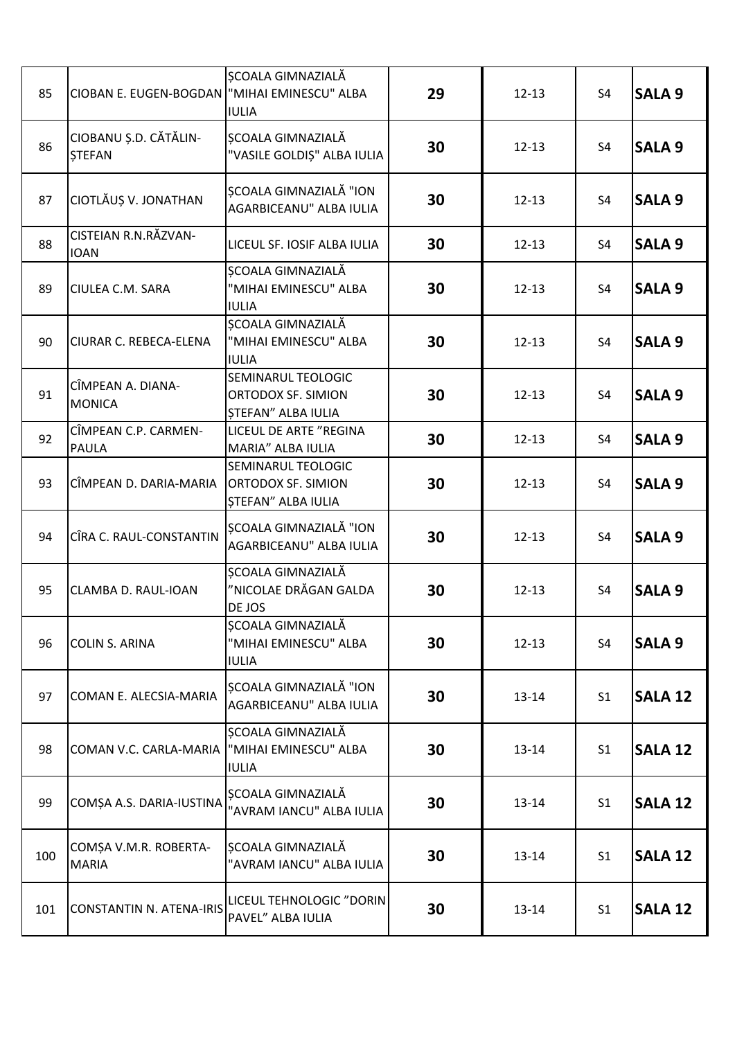| | | | | | | |
|---|---|---|---|---|---|---|
| 85 | CIOBAN E. EUGEN-BOGDAN | ȘCOALA GIMNAZIALĂ "MIHAI EMINESCU" ALBA IULIA | **29** | 12-13 | S4 | **SALA 9** |
| 86 | CIOBANU Ș.D. CĂTĂLIN-ȘTEFAN | ȘCOALA GIMNAZIALĂ "VASILE GOLDIȘ" ALBA IULIA | **30** | 12-13 | S4 | **SALA 9** |
| 87 | CIOTLĂUȘ V. JONATHAN | ȘCOALA GIMNAZIALĂ "ION AGARBICEANU" ALBA IULIA | **30** | 12-13 | S4 | **SALA 9** |
| 88 | CISTEIAN R.N.RĂZVAN-IOAN | LICEUL SF. IOSIF ALBA IULIA | **30** | 12-13 | S4 | **SALA 9** |
| 89 | CIULEA C.M. SARA | ȘCOALA GIMNAZIALĂ "MIHAI EMINESCU" ALBA IULIA | **30** | 12-13 | S4 | **SALA 9** |
| 90 | CIURAR C. REBECA-ELENA | ȘCOALA GIMNAZIALĂ "MIHAI EMINESCU" ALBA IULIA | **30** | 12-13 | S4 | **SALA 9** |
| 91 | CÎMPEAN A. DIANA-MONICA | SEMINARUL TEOLOGIC ORTODOX SF. SIMION ȘTEFAN" ALBA IULIA | **30** | 12-13 | S4 | **SALA 9** |
| 92 | CÎMPEAN C.P. CARMEN-PAULA | LICEUL DE ARTE "REGINA MARIA" ALBA IULIA | **30** | 12-13 | S4 | **SALA 9** |
| 93 | CÎMPEAN D. DARIA-MARIA | SEMINARUL TEOLOGIC ORTODOX SF. SIMION ȘTEFAN" ALBA IULIA | **30** | 12-13 | S4 | **SALA 9** |
| 94 | CÎRA C. RAUL-CONSTANTIN | ȘCOALA GIMNAZIALĂ "ION AGARBICEANU" ALBA IULIA | **30** | 12-13 | S4 | **SALA 9** |
| 95 | CLAMBA D. RAUL-IOAN | ȘCOALA GIMNAZIALĂ "NICOLAE DRĂGAN GALDA DE JOS | **30** | 12-13 | S4 | **SALA 9** |
| 96 | COLIN S. ARINA | ȘCOALA GIMNAZIALĂ "MIHAI EMINESCU" ALBA IULIA | **30** | 12-13 | S4 | **SALA 9** |
| 97 | COMAN E. ALECSIA-MARIA | ȘCOALA GIMNAZIALĂ "ION AGARBICEANU" ALBA IULIA | **30** | 13-14 | S1 | **SALA 12** |
| 98 | COMAN V.C. CARLA-MARIA | ȘCOALA GIMNAZIALĂ "MIHAI EMINESCU" ALBA IULIA | **30** | 13-14 | S1 | **SALA 12** |
| 99 | COMȘA A.S. DARIA-IUSTINA | ȘCOALA GIMNAZIALĂ "AVRAM IANCU" ALBA IULIA | **30** | 13-14 | S1 | **SALA 12** |
| 100 | COMȘA V.M.R. ROBERTA-MARIA | ȘCOALA GIMNAZIALĂ "AVRAM IANCU" ALBA IULIA | **30** | 13-14 | S1 | **SALA 12** |
| 101 | CONSTANTIN N. ATENA-IRIS | LICEUL TEHNOLOGIC "DORIN PAVEL" ALBA IULIA | **30** | 13-14 | S1 | **SALA 12** |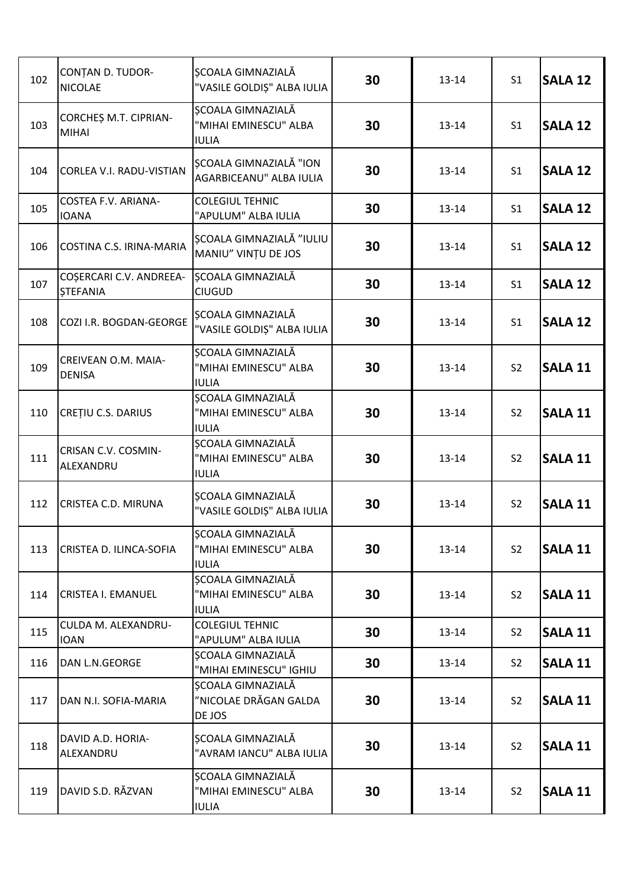| 102 | CONȚAN D. TUDOR-NICOLAE | ȘCOALA GIMNAZIALĂ "VASILE GOLDIȘ" ALBA IULIA | **30** | 13-14 | S1 | **SALA 12** |
|---|---|---|---|---|---|---|
| 103 | CORCHEȘ M.T. CIPRIAN-MIHAI | ȘCOALA GIMNAZIALĂ "MIHAI EMINESCU" ALBA IULIA | **30** | 13-14 | S1 | **SALA 12** |
| 104 | CORLEA V.I. RADU-VISTIAN | ȘCOALA GIMNAZIALĂ "ION AGARBICEANU" ALBA IULIA | **30** | 13-14 | S1 | **SALA 12** |
| 105 | COSTEA F.V. ARIANA-IOANA | COLEGIUL TEHNIC "APULUM" ALBA IULIA | **30** | 13-14 | S1 | **SALA 12** |
| 106 | COSTINA C.S. IRINA-MARIA | ȘCOALA GIMNAZIALĂ ”IULIU MANIU” VINȚU DE JOS | **30** | 13-14 | S1 | **SALA 12** |
| 107 | COȘERCARI C.V. ANDREEA-ȘTEFANIA | ȘCOALA GIMNAZIALĂ CIUGUD | **30** | 13-14 | S1 | **SALA 12** |
| 108 | COZI I.R. BOGDAN-GEORGE | ȘCOALA GIMNAZIALĂ "VASILE GOLDIȘ" ALBA IULIA | **30** | 13-14 | S1 | **SALA 12** |
| 109 | CREIVEAN O.M. MAIA-DENISA | ȘCOALA GIMNAZIALĂ "MIHAI EMINESCU" ALBA IULIA | **30** | 13-14 | S2 | **SALA 11** |
| 110 | CREȚIU C.S. DARIUS | ȘCOALA GIMNAZIALĂ "MIHAI EMINESCU" ALBA IULIA | **30** | 13-14 | S2 | **SALA 11** |
| 111 | CRISAN C.V. COSMIN-ALEXANDRU | ȘCOALA GIMNAZIALĂ "MIHAI EMINESCU" ALBA IULIA | **30** | 13-14 | S2 | **SALA 11** |
| 112 | CRISTEA C.D. MIRUNA | ȘCOALA GIMNAZIALĂ "VASILE GOLDIȘ" ALBA IULIA | **30** | 13-14 | S2 | **SALA 11** |
| 113 | CRISTEA D. ILINCA-SOFIA | ȘCOALA GIMNAZIALĂ "MIHAI EMINESCU" ALBA IULIA | **30** | 13-14 | S2 | **SALA 11** |
| 114 | CRISTEA I. EMANUEL | ȘCOALA GIMNAZIALĂ "MIHAI EMINESCU" ALBA IULIA | **30** | 13-14 | S2 | **SALA 11** |
| 115 | CULDA M. ALEXANDRU-IOAN | COLEGIUL TEHNIC "APULUM" ALBA IULIA | **30** | 13-14 | S2 | **SALA 11** |
| 116 | DAN L.N.GEORGE | ȘCOALA GIMNAZIALĂ "MIHAI EMINESCU" IGHIU | **30** | 13-14 | S2 | **SALA 11** |
| 117 | DAN N.I. SOFIA-MARIA | ȘCOALA GIMNAZIALĂ ”NICOLAE DRĂGAN GALDA DE JOS | **30** | 13-14 | S2 | **SALA 11** |
| 118 | DAVID A.D. HORIA-ALEXANDRU | ȘCOALA GIMNAZIALĂ "AVRAM IANCU" ALBA IULIA | **30** | 13-14 | S2 | **SALA 11** |
| 119 | DAVID S.D. RĂZVAN | ȘCOALA GIMNAZIALĂ "MIHAI EMINESCU" ALBA IULIA | **30** | 13-14 | S2 | **SALA 11** |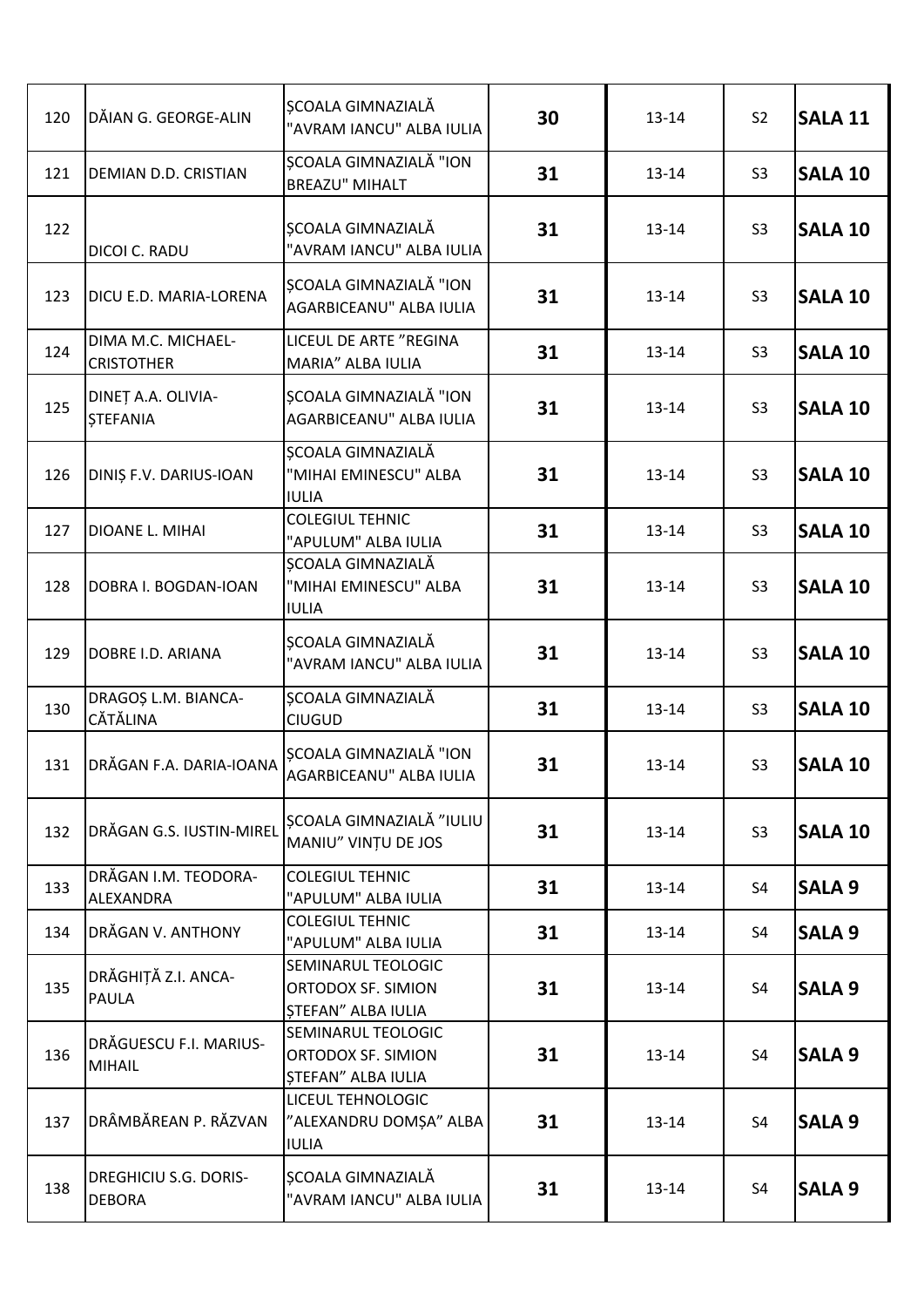| | | | | | | |
|---|---|---|---|---|---|---|
| 120 | DĂIAN G. GEORGE-ALIN | ȘCOALA GIMNAZIALĂ "AVRAM IANCU" ALBA IULIA | **30** | 13-14 | S2 | **SALA 11** |
| 121 | DEMIAN D.D. CRISTIAN | ȘCOALA GIMNAZIALĂ "ION BREAZU" MIHALT | **31** | 13-14 | S3 | **SALA 10** |
| 122 | DICOI C. RADU | ȘCOALA GIMNAZIALĂ "AVRAM IANCU" ALBA IULIA | **31** | 13-14 | S3 | **SALA 10** |
| 123 | DICU E.D. MARIA-LORENA | ȘCOALA GIMNAZIALĂ "ION AGARBICEANU" ALBA IULIA | **31** | 13-14 | S3 | **SALA 10** |
| 124 | DIMA M.C. MICHAEL-CRISTOTHER | LICEUL DE ARTE "REGINA MARIA" ALBA IULIA | **31** | 13-14 | S3 | **SALA 10** |
| 125 | DINEȚ A.A. OLIVIA-ȘTEFANIA | ȘCOALA GIMNAZIALĂ "ION AGARBICEANU" ALBA IULIA | **31** | 13-14 | S3 | **SALA 10** |
| 126 | DINIȘ F.V. DARIUS-IOAN | ȘCOALA GIMNAZIALĂ "MIHAI EMINESCU" ALBA IULIA | **31** | 13-14 | S3 | **SALA 10** |
| 127 | DIOANE L. MIHAI | COLEGIUL TEHNIC "APULUM" ALBA IULIA | **31** | 13-14 | S3 | **SALA 10** |
| 128 | DOBRA I. BOGDAN-IOAN | ȘCOALA GIMNAZIALĂ "MIHAI EMINESCU" ALBA IULIA | **31** | 13-14 | S3 | **SALA 10** |
| 129 | DOBRE I.D. ARIANA | ȘCOALA GIMNAZIALĂ "AVRAM IANCU" ALBA IULIA | **31** | 13-14 | S3 | **SALA 10** |
| 130 | DRAGOȘ L.M. BIANCA-CĂTĂLINA | ȘCOALA GIMNAZIALĂ CIUGUD | **31** | 13-14 | S3 | **SALA 10** |
| 131 | DRĂGAN F.A. DARIA-IOANA | ȘCOALA GIMNAZIALĂ "ION AGARBICEANU" ALBA IULIA | **31** | 13-14 | S3 | **SALA 10** |
| 132 | DRĂGAN G.S. IUSTIN-MIREL | ȘCOALA GIMNAZIALĂ "IULIU MANIU" VINȚU DE JOS | **31** | 13-14 | S3 | **SALA 10** |
| 133 | DRĂGAN I.M. TEODORA-ALEXANDRA | COLEGIUL TEHNIC "APULUM" ALBA IULIA | **31** | 13-14 | S4 | **SALA 9** |
| 134 | DRĂGAN V. ANTHONY | COLEGIUL TEHNIC "APULUM" ALBA IULIA | **31** | 13-14 | S4 | **SALA 9** |
| 135 | DRĂGHIȚĂ Z.I. ANCA-PAULA | SEMINARUL TEOLOGIC ORTODOX SF. SIMION ȘTEFAN" ALBA IULIA | **31** | 13-14 | S4 | **SALA 9** |
| 136 | DRĂGUESCU F.I. MARIUS-MIHAIL | SEMINARUL TEOLOGIC ORTODOX SF. SIMION ȘTEFAN" ALBA IULIA | **31** | 13-14 | S4 | **SALA 9** |
| 137 | DRÂMBĂREAN P. RĂZVAN | LICEUL TEHNOLOGIC "ALEXANDRU DOMȘA" ALBA IULIA | **31** | 13-14 | S4 | **SALA 9** |
| 138 | DREGHICIU S.G. DORIS-DEBORA | ȘCOALA GIMNAZIALĂ "AVRAM IANCU" ALBA IULIA | **31** | 13-14 | S4 | **SALA 9** |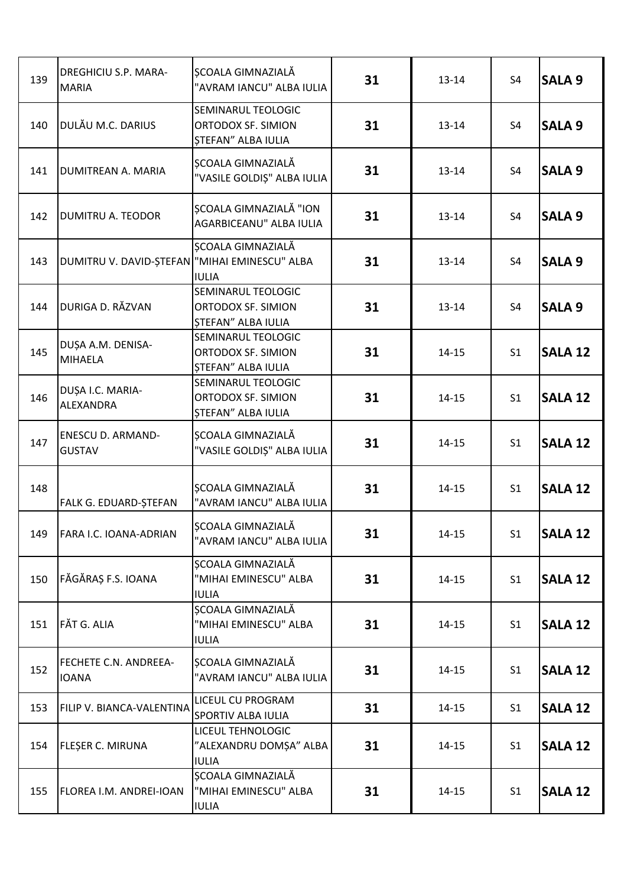| 139 | DREGHICIU S.P. MARA-MARIA | ȘCOALA GIMNAZIALĂ "AVRAM IANCU" ALBA IULIA | **31** | 13-14 | S4 | **SALA 9** |
|---|---|---|---|---|---|---|
| 140 | DULĂU M.C. DARIUS | SEMINARUL TEOLOGIC ORTODOX SF. SIMION ȘTEFAN" ALBA IULIA | **31** | 13-14 | S4 | **SALA 9** |
| 141 | DUMITREAN A. MARIA | ȘCOALA GIMNAZIALĂ "VASILE GOLDIȘ" ALBA IULIA | **31** | 13-14 | S4 | **SALA 9** |
| 142 | DUMITRU A. TEODOR | ȘCOALA GIMNAZIALĂ "ION AGARBICEANU" ALBA IULIA | **31** | 13-14 | S4 | **SALA 9** |
| 143 | DUMITRU V. DAVID-ȘTEFAN | ȘCOALA GIMNAZIALĂ "MIHAI EMINESCU" ALBA IULIA | **31** | 13-14 | S4 | **SALA 9** |
| 144 | DURIGA D. RĂZVAN | SEMINARUL TEOLOGIC ORTODOX SF. SIMION ȘTEFAN" ALBA IULIA | **31** | 13-14 | S4 | **SALA 9** |
| 145 | DUȘA A.M. DENISA-MIHAELA | SEMINARUL TEOLOGIC ORTODOX SF. SIMION ȘTEFAN" ALBA IULIA | **31** | 14-15 | S1 | **SALA 12** |
| 146 | DUȘA I.C. MARIA-ALEXANDRA | SEMINARUL TEOLOGIC ORTODOX SF. SIMION ȘTEFAN" ALBA IULIA | **31** | 14-15 | S1 | **SALA 12** |
| 147 | ENESCU D. ARMAND-GUSTAV | ȘCOALA GIMNAZIALĂ "VASILE GOLDIȘ" ALBA IULIA | **31** | 14-15 | S1 | **SALA 12** |
| 148 | FALK G. EDUARD-ȘTEFAN | ȘCOALA GIMNAZIALĂ "AVRAM IANCU" ALBA IULIA | **31** | 14-15 | S1 | **SALA 12** |
| 149 | FARA I.C. IOANA-ADRIAN | ȘCOALA GIMNAZIALĂ "AVRAM IANCU" ALBA IULIA | **31** | 14-15 | S1 | **SALA 12** |
| 150 | FĂGĂRAȘ F.S. IOANA | ȘCOALA GIMNAZIALĂ "MIHAI EMINESCU" ALBA IULIA | **31** | 14-15 | S1 | **SALA 12** |
| 151 | FĂT G. ALIA | ȘCOALA GIMNAZIALĂ "MIHAI EMINESCU" ALBA IULIA | **31** | 14-15 | S1 | **SALA 12** |
| 152 | FECHETE C.N. ANDREEA-IOANA | ȘCOALA GIMNAZIALĂ "AVRAM IANCU" ALBA IULIA | **31** | 14-15 | S1 | **SALA 12** |
| 153 | FILIP V. BIANCA-VALENTINA | LICEUL CU PROGRAM SPORTIV ALBA IULIA | **31** | 14-15 | S1 | **SALA 12** |
| 154 | FLEȘER C. MIRUNA | LICEUL TEHNOLOGIC "ALEXANDRU DOMȘA" ALBA IULIA | **31** | 14-15 | S1 | **SALA 12** |
| 155 | FLOREA I.M. ANDREI-IOAN | ȘCOALA GIMNAZIALĂ "MIHAI EMINESCU" ALBA IULIA | **31** | 14-15 | S1 | **SALA 12** |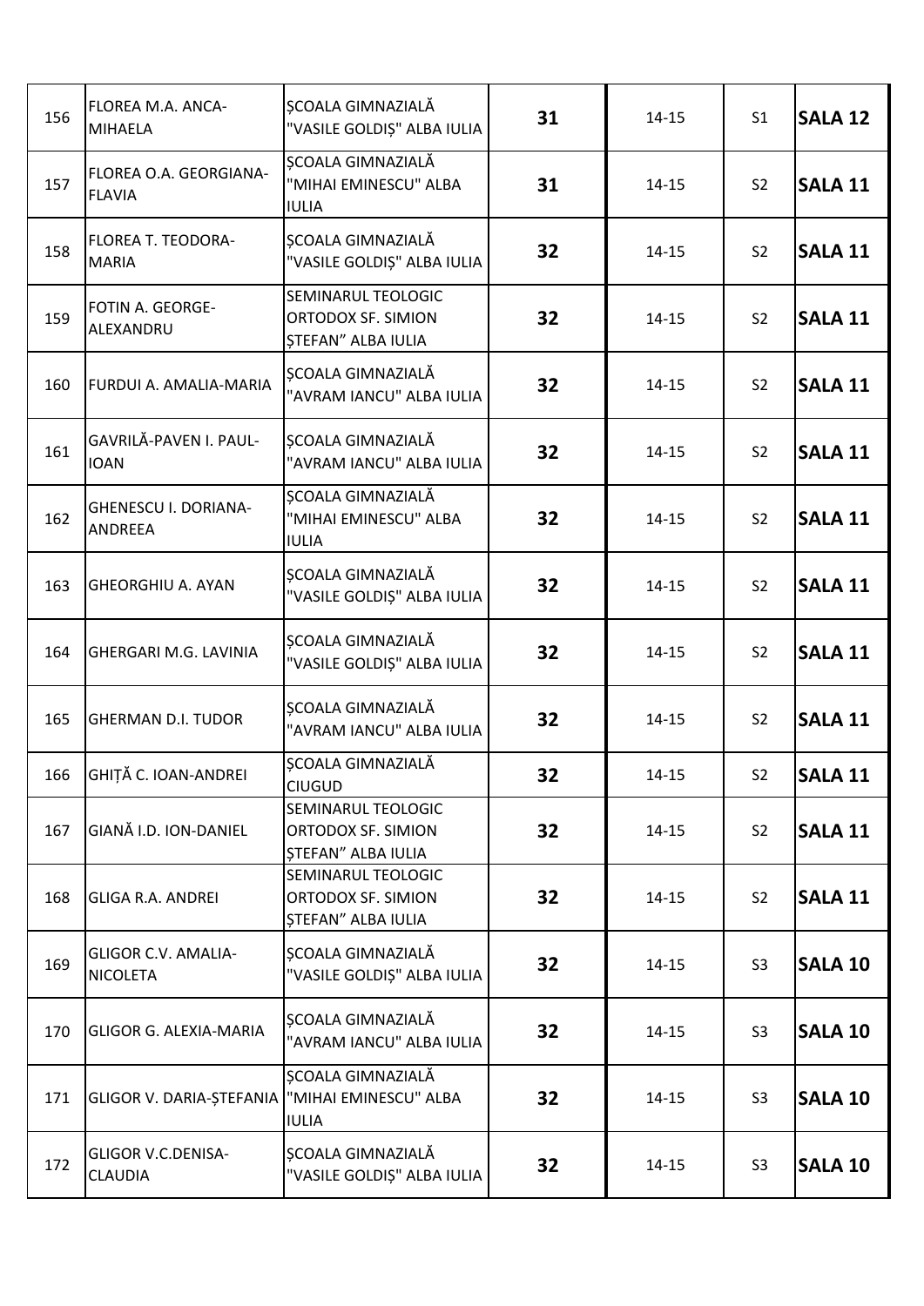| 156 | FLOREA M.A. ANCA-MIHAELA | ȘCOALA GIMNAZIALĂ "VASILE GOLDIȘ" ALBA IULIA | **31** | 14-15 | S1 | **SALA 12** |
|---|---|---|---|---|---|---|
| 157 | FLOREA O.A. GEORGIANA-FLAVIA | ȘCOALA GIMNAZIALĂ "MIHAI EMINESCU" ALBA IULIA | **31** | 14-15 | S2 | **SALA 11** |
| 158 | FLOREA T. TEODORA-MARIA | ȘCOALA GIMNAZIALĂ "VASILE GOLDIȘ" ALBA IULIA | **32** | 14-15 | S2 | **SALA 11** |
| 159 | FOTIN A. GEORGE-ALEXANDRU | SEMINARUL TEOLOGIC ORTODOX SF. SIMION ȘTEFAN" ALBA IULIA | **32** | 14-15 | S2 | **SALA 11** |
| 160 | FURDUI A. AMALIA-MARIA | ȘCOALA GIMNAZIALĂ "AVRAM IANCU" ALBA IULIA | **32** | 14-15 | S2 | **SALA 11** |
| 161 | GAVRILĂ-PAVEN I. PAUL-IOAN | ȘCOALA GIMNAZIALĂ "AVRAM IANCU" ALBA IULIA | **32** | 14-15 | S2 | **SALA 11** |
| 162 | GHENESCU I. DORIANA-ANDREEA | ȘCOALA GIMNAZIALĂ "MIHAI EMINESCU" ALBA IULIA | **32** | 14-15 | S2 | **SALA 11** |
| 163 | GHEORGHIU A. AYAN | ȘCOALA GIMNAZIALĂ "VASILE GOLDIȘ" ALBA IULIA | **32** | 14-15 | S2 | **SALA 11** |
| 164 | GHERGARI M.G. LAVINIA | ȘCOALA GIMNAZIALĂ "VASILE GOLDIȘ" ALBA IULIA | **32** | 14-15 | S2 | **SALA 11** |
| 165 | GHERMAN D.I. TUDOR | ȘCOALA GIMNAZIALĂ "AVRAM IANCU" ALBA IULIA | **32** | 14-15 | S2 | **SALA 11** |
| 166 | GHIȚĂ C. IOAN-ANDREI | ȘCOALA GIMNAZIALĂ CIUGUD | **32** | 14-15 | S2 | **SALA 11** |
| 167 | GIANĂ I.D. ION-DANIEL | SEMINARUL TEOLOGIC ORTODOX SF. SIMION ȘTEFAN" ALBA IULIA | **32** | 14-15 | S2 | **SALA 11** |
| 168 | GLIGA R.A. ANDREI | SEMINARUL TEOLOGIC ORTODOX SF. SIMION ȘTEFAN" ALBA IULIA | **32** | 14-15 | S2 | **SALA 11** |
| 169 | GLIGOR C.V. AMALIA-NICOLETA | ȘCOALA GIMNAZIALĂ "VASILE GOLDIȘ" ALBA IULIA | **32** | 14-15 | S3 | **SALA 10** |
| 170 | GLIGOR G. ALEXIA-MARIA | ȘCOALA GIMNAZIALĂ "AVRAM IANCU" ALBA IULIA | **32** | 14-15 | S3 | **SALA 10** |
| 171 | GLIGOR V. DARIA-ȘTEFANIA | ȘCOALA GIMNAZIALĂ "MIHAI EMINESCU" ALBA IULIA | **32** | 14-15 | S3 | **SALA 10** |
| 172 | GLIGOR V.C.DENISA-CLAUDIA | ȘCOALA GIMNAZIALĂ "VASILE GOLDIȘ" ALBA IULIA | **32** | 14-15 | S3 | **SALA 10** |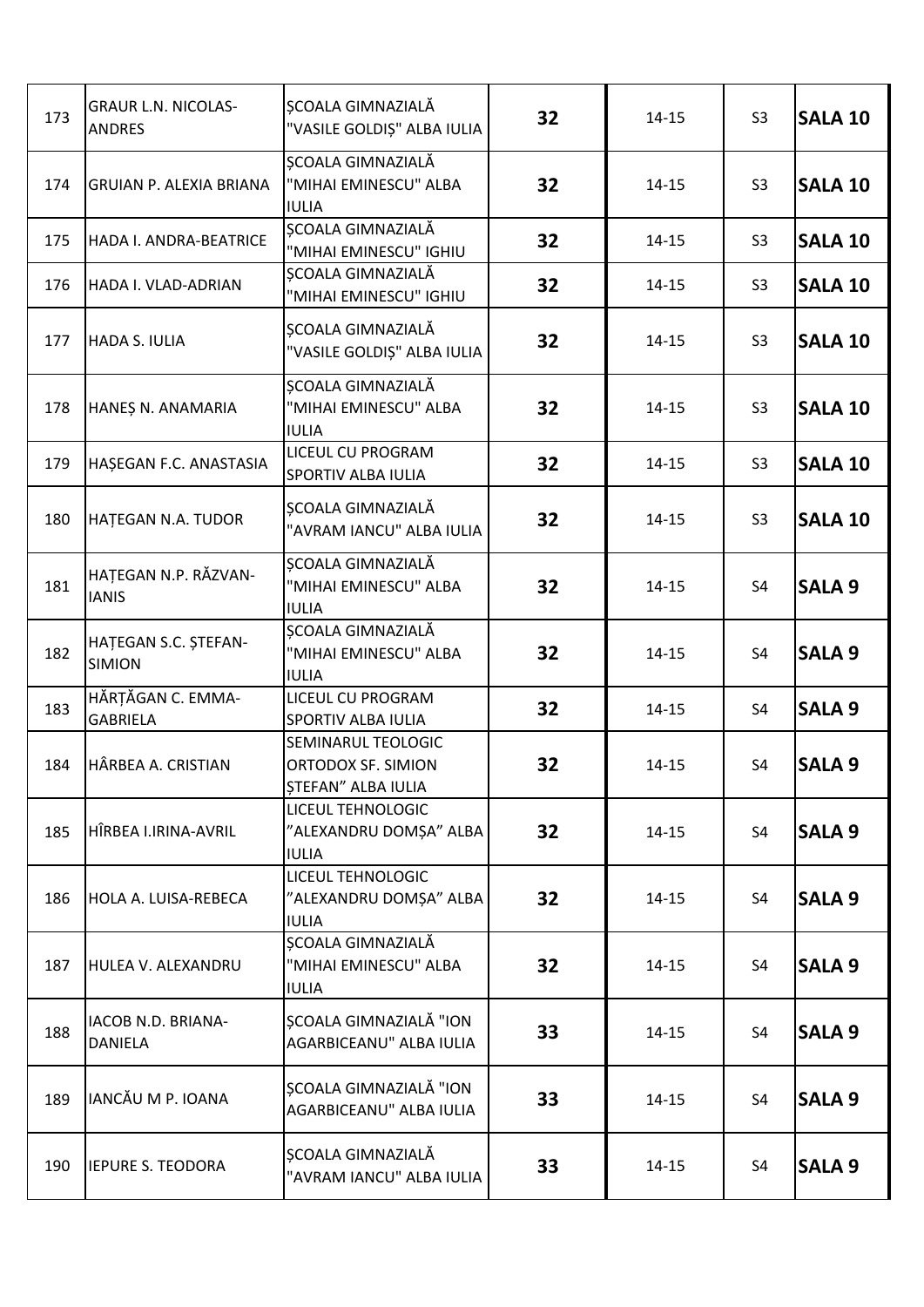| | | | | | | |
|---|---|---|---|---|---|---|
| 173 | GRAUR L.N. NICOLAS-ANDRES | ȘCOALA GIMNAZIALĂ "VASILE GOLDIȘ" ALBA IULIA | **32** | 14-15 | S3 | **SALA 10** |
| 174 | GRUIAN P. ALEXIA BRIANA | ȘCOALA GIMNAZIALĂ "MIHAI EMINESCU" ALBA IULIA | **32** | 14-15 | S3 | **SALA 10** |
| 175 | HADA I. ANDRA-BEATRICE | ȘCOALA GIMNAZIALĂ "MIHAI EMINESCU" IGHIU | **32** | 14-15 | S3 | **SALA 10** |
| 176 | HADA I. VLAD-ADRIAN | ȘCOALA GIMNAZIALĂ "MIHAI EMINESCU" IGHIU | **32** | 14-15 | S3 | **SALA 10** |
| 177 | HADA S. IULIA | ȘCOALA GIMNAZIALĂ "VASILE GOLDIȘ" ALBA IULIA | **32** | 14-15 | S3 | **SALA 10** |
| 178 | HANEȘ N. ANAMARIA | ȘCOALA GIMNAZIALĂ "MIHAI EMINESCU" ALBA IULIA | **32** | 14-15 | S3 | **SALA 10** |
| 179 | HAȘEGAN F.C. ANASTASIA | LICEUL CU PROGRAM SPORTIV ALBA IULIA | **32** | 14-15 | S3 | **SALA 10** |
| 180 | HAȚEGAN N.A. TUDOR | ȘCOALA GIMNAZIALĂ "AVRAM IANCU" ALBA IULIA | **32** | 14-15 | S3 | **SALA 10** |
| 181 | HAȚEGAN N.P. RĂZVAN-IANIS | ȘCOALA GIMNAZIALĂ "MIHAI EMINESCU" ALBA IULIA | **32** | 14-15 | S4 | **SALA 9** |
| 182 | HAȚEGAN S.C. ȘTEFAN-SIMION | ȘCOALA GIMNAZIALĂ "MIHAI EMINESCU" ALBA IULIA | **32** | 14-15 | S4 | **SALA 9** |
| 183 | HĂRȚĂGAN C. EMMA-GABRIELA | LICEUL CU PROGRAM SPORTIV ALBA IULIA | **32** | 14-15 | S4 | **SALA 9** |
| 184 | HÂRBEA A. CRISTIAN | SEMINARUL TEOLOGIC ORTODOX SF. SIMION ȘTEFAN" ALBA IULIA | **32** | 14-15 | S4 | **SALA 9** |
| 185 | HÎRBEA I.IRINA-AVRIL | LICEUL TEHNOLOGIC "ALEXANDRU DOMȘA" ALBA IULIA | **32** | 14-15 | S4 | **SALA 9** |
| 186 | HOLA A. LUISA-REBECA | LICEUL TEHNOLOGIC "ALEXANDRU DOMȘA" ALBA IULIA | **32** | 14-15 | S4 | **SALA 9** |
| 187 | HULEA V. ALEXANDRU | ȘCOALA GIMNAZIALĂ "MIHAI EMINESCU" ALBA IULIA | **32** | 14-15 | S4 | **SALA 9** |
| 188 | IACOB N.D. BRIANA-DANIELA | ȘCOALA GIMNAZIALĂ "ION AGARBICEANU" ALBA IULIA | **33** | 14-15 | S4 | **SALA 9** |
| 189 | IANCĂU M P. IOANA | ȘCOALA GIMNAZIALĂ "ION AGARBICEANU" ALBA IULIA | **33** | 14-15 | S4 | **SALA 9** |
| 190 | IEPURE S. TEODORA | ȘCOALA GIMNAZIALĂ "AVRAM IANCU" ALBA IULIA | **33** | 14-15 | S4 | **SALA 9** |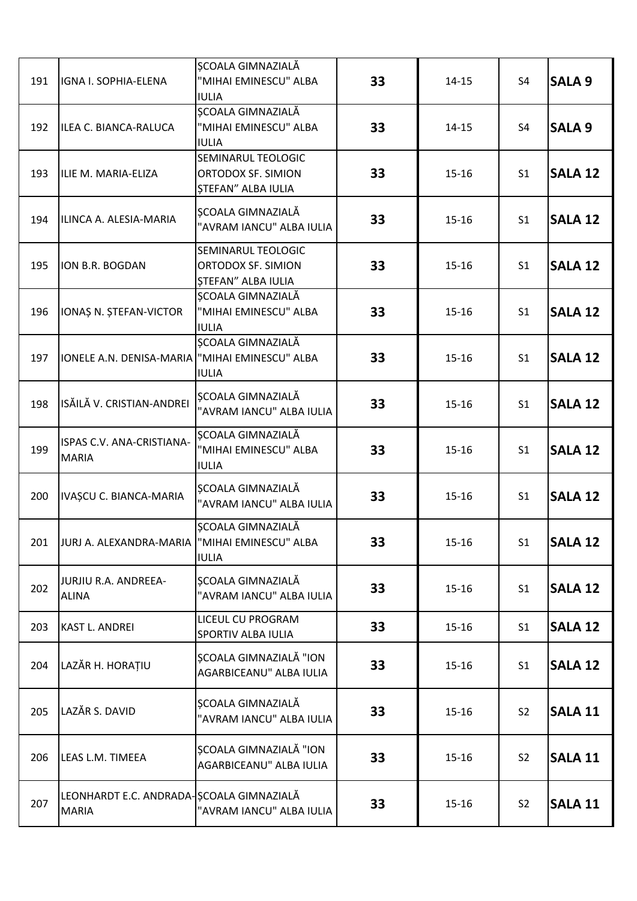| 191 | IGNA I. SOPHIA-ELENA | ȘCOALA GIMNAZIALĂ "MIHAI EMINESCU" ALBA IULIA | **33** | 14-15 | S4 | **SALA 9** |
|---|---|---|---|---|---|---|
| 192 | ILEA C. BIANCA-RALUCA | ȘCOALA GIMNAZIALĂ "MIHAI EMINESCU" ALBA IULIA | **33** | 14-15 | S4 | **SALA 9** |
| 193 | ILIE M. MARIA-ELIZA | SEMINARUL TEOLOGIC ORTODOX SF. SIMION ȘTEFAN" ALBA IULIA | **33** | 15-16 | S1 | **SALA 12** |
| 194 | ILINCA A. ALESIA-MARIA | ȘCOALA GIMNAZIALĂ "AVRAM IANCU" ALBA IULIA | **33** | 15-16 | S1 | **SALA 12** |
| 195 | ION B.R. BOGDAN | SEMINARUL TEOLOGIC ORTODOX SF. SIMION ȘTEFAN" ALBA IULIA | **33** | 15-16 | S1 | **SALA 12** |
| 196 | IONAȘ N. ȘTEFAN-VICTOR | ȘCOALA GIMNAZIALĂ "MIHAI EMINESCU" ALBA IULIA | **33** | 15-16 | S1 | **SALA 12** |
| 197 | IONELE A.N. DENISA-MARIA | ȘCOALA GIMNAZIALĂ "MIHAI EMINESCU" ALBA IULIA | **33** | 15-16 | S1 | **SALA 12** |
| 198 | ISĂILĂ V. CRISTIAN-ANDREI | ȘCOALA GIMNAZIALĂ "AVRAM IANCU" ALBA IULIA | **33** | 15-16 | S1 | **SALA 12** |
| 199 | ISPAS C.V. ANA-CRISTIANA-MARIA | ȘCOALA GIMNAZIALĂ "MIHAI EMINESCU" ALBA IULIA | **33** | 15-16 | S1 | **SALA 12** |
| 200 | IVAȘCU C. BIANCA-MARIA | ȘCOALA GIMNAZIALĂ "AVRAM IANCU" ALBA IULIA | **33** | 15-16 | S1 | **SALA 12** |
| 201 | JURJ A. ALEXANDRA-MARIA | ȘCOALA GIMNAZIALĂ "MIHAI EMINESCU" ALBA IULIA | **33** | 15-16 | S1 | **SALA 12** |
| 202 | JURJIU R.A. ANDREEA-ALINA | ȘCOALA GIMNAZIALĂ "AVRAM IANCU" ALBA IULIA | **33** | 15-16 | S1 | **SALA 12** |
| 203 | KAST L. ANDREI | LICEUL CU PROGRAM SPORTIV ALBA IULIA | **33** | 15-16 | S1 | **SALA 12** |
| 204 | LAZĂR H. HORAȚIU | ȘCOALA GIMNAZIALĂ "ION AGARBICEANU" ALBA IULIA | **33** | 15-16 | S1 | **SALA 12** |
| 205 | LAZĂR S. DAVID | ȘCOALA GIMNAZIALĂ "AVRAM IANCU" ALBA IULIA | **33** | 15-16 | S2 | **SALA 11** |
| 206 | LEAS L.M. TIMEEA | ȘCOALA GIMNAZIALĂ "ION AGARBICEANU" ALBA IULIA | **33** | 15-16 | S2 | **SALA 11** |
| 207 | LEONHARDT E.C. ANDRADA-MARIA | ȘCOALA GIMNAZIALĂ "AVRAM IANCU" ALBA IULIA | **33** | 15-16 | S2 | **SALA 11** |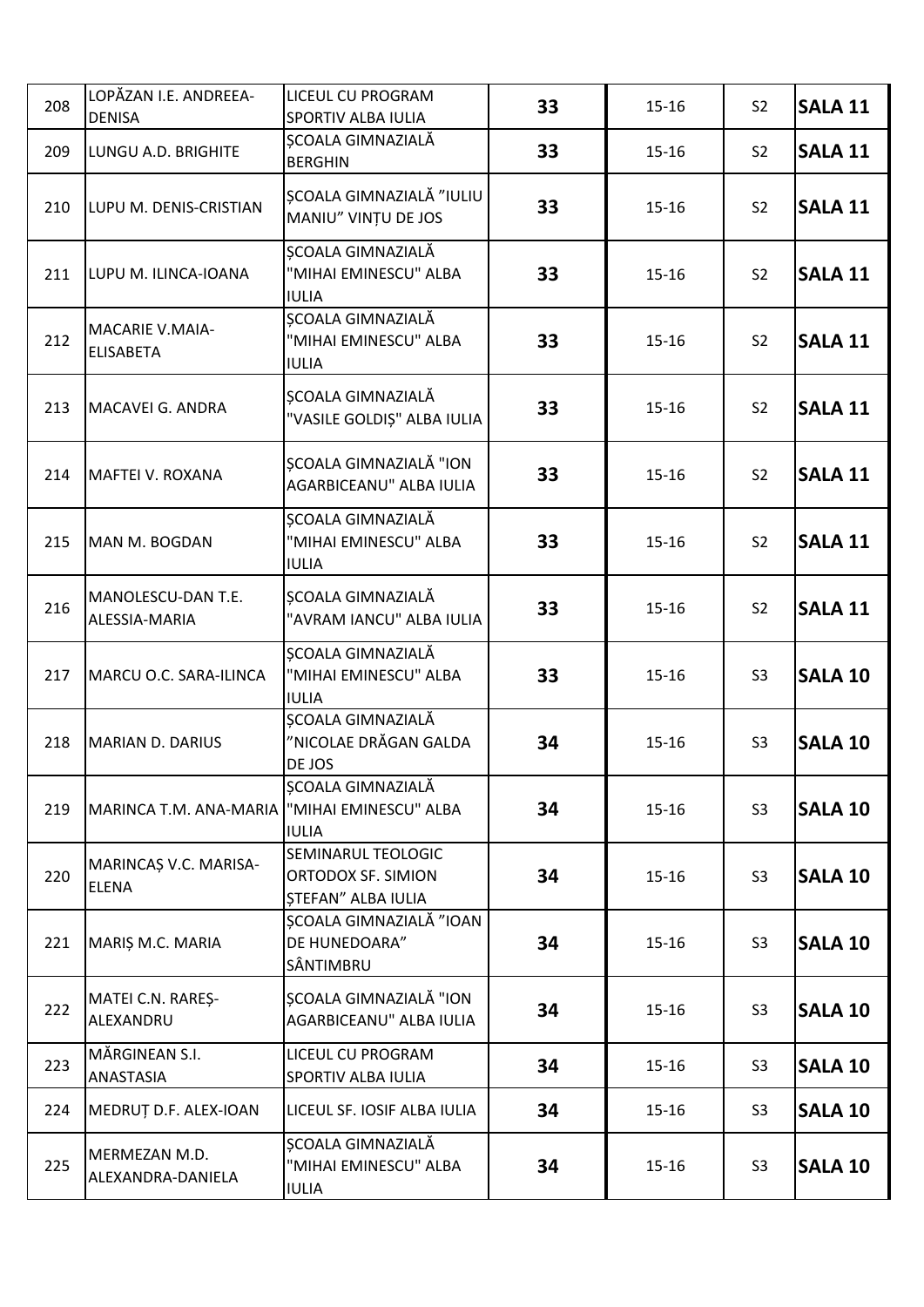| 208 | LOPĂZAN I.E. ANDREEA-DENISA | LICEUL CU PROGRAM SPORTIV ALBA IULIA | **33** | 15-16 | S2 | **SALA 11** |
|---|---|---|---|---|---|---|
| 209 | LUNGU A.D. BRIGHITE | ȘCOALA GIMNAZIALĂ BERGHIN | **33** | 15-16 | S2 | **SALA 11** |
| 210 | LUPU M. DENIS-CRISTIAN | ȘCOALA GIMNAZIALĂ ”IULIU MANIU” VINȚU DE JOS | **33** | 15-16 | S2 | **SALA 11** |
| 211 | LUPU M. ILINCA-IOANA | ȘCOALA GIMNAZIALĂ "MIHAI EMINESCU" ALBA IULIA | **33** | 15-16 | S2 | **SALA 11** |
| 212 | MACARIE V.MAIA-ELISABETA | ȘCOALA GIMNAZIALĂ "MIHAI EMINESCU" ALBA IULIA | **33** | 15-16 | S2 | **SALA 11** |
| 213 | MACAVEI G. ANDRA | ȘCOALA GIMNAZIALĂ "VASILE GOLDIȘ" ALBA IULIA | **33** | 15-16 | S2 | **SALA 11** |
| 214 | MAFTEI V. ROXANA | ȘCOALA GIMNAZIALĂ "ION AGARBICEANU" ALBA IULIA | **33** | 15-16 | S2 | **SALA 11** |
| 215 | MAN M. BOGDAN | ȘCOALA GIMNAZIALĂ "MIHAI EMINESCU" ALBA IULIA | **33** | 15-16 | S2 | **SALA 11** |
| 216 | MANOLESCU-DAN T.E. ALESSIA-MARIA | ȘCOALA GIMNAZIALĂ "AVRAM IANCU" ALBA IULIA | **33** | 15-16 | S2 | **SALA 11** |
| 217 | MARCU O.C. SARA-ILINCA | ȘCOALA GIMNAZIALĂ "MIHAI EMINESCU" ALBA IULIA | **33** | 15-16 | S3 | **SALA 10** |
| 218 | MARIAN D. DARIUS | ȘCOALA GIMNAZIALĂ ”NICOLAE DRĂGAN GALDA DE JOS | **34** | 15-16 | S3 | **SALA 10** |
| 219 | MARINCA T.M. ANA-MARIA | ȘCOALA GIMNAZIALĂ "MIHAI EMINESCU" ALBA IULIA | **34** | 15-16 | S3 | **SALA 10** |
| 220 | MARINCAȘ V.C. MARISA-ELENA | SEMINARUL TEOLOGIC ORTODOX SF. SIMION ȘTEFAN” ALBA IULIA | **34** | 15-16 | S3 | **SALA 10** |
| 221 | MARIȘ M.C. MARIA | ȘCOALA GIMNAZIALĂ ”IOAN DE HUNEDOARA” SÂNTIMBRU | **34** | 15-16 | S3 | **SALA 10** |
| 222 | MATEI C.N. RAREȘ-ALEXANDRU | ȘCOALA GIMNAZIALĂ "ION AGARBICEANU" ALBA IULIA | **34** | 15-16 | S3 | **SALA 10** |
| 223 | MĂRGINEAN S.I. ANASTASIA | LICEUL CU PROGRAM SPORTIV ALBA IULIA | **34** | 15-16 | S3 | **SALA 10** |
| 224 | MEDRUȚ D.F. ALEX-IOAN | LICEUL SF. IOSIF ALBA IULIA | **34** | 15-16 | S3 | **SALA 10** |
| 225 | MERMEZAN M.D. ALEXANDRA-DANIELA | ȘCOALA GIMNAZIALĂ "MIHAI EMINESCU" ALBA IULIA | **34** | 15-16 | S3 | **SALA 10** |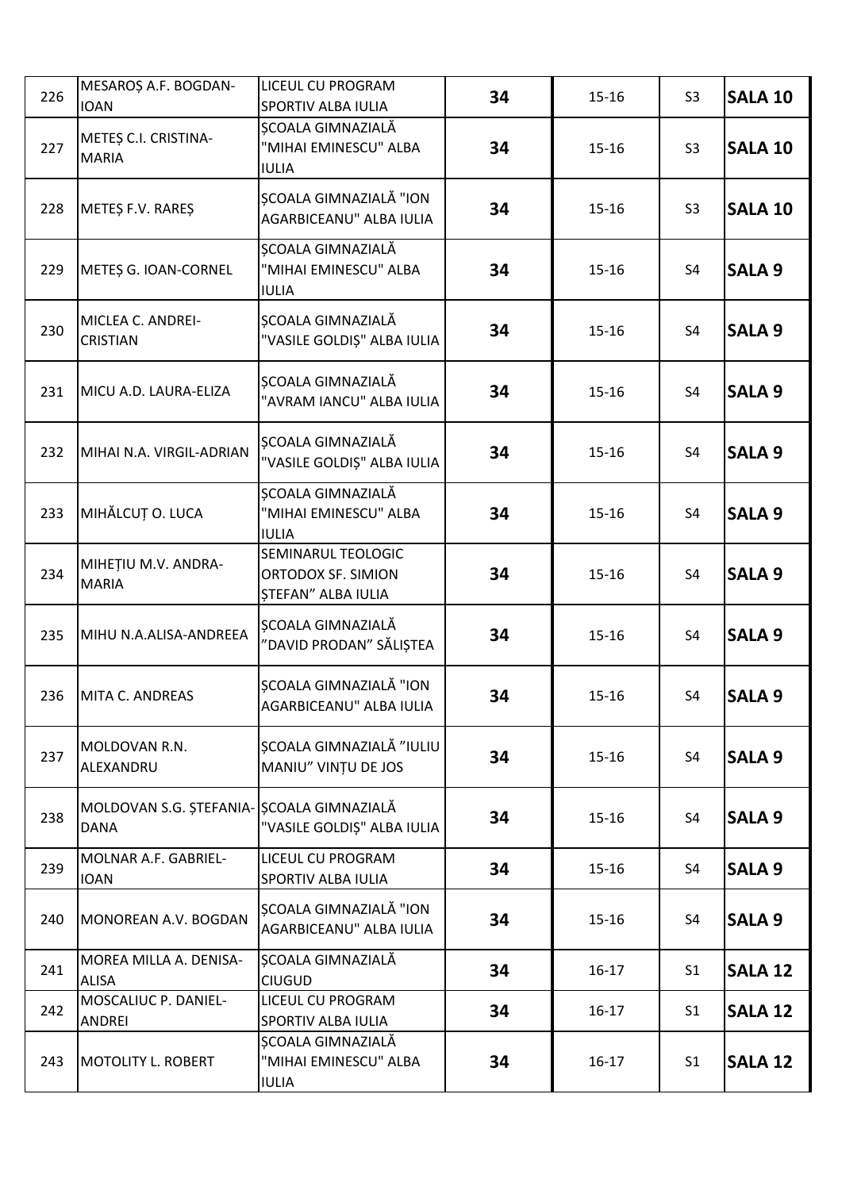| | | | | | | |
|---|---|---|---|---|---|---|
| 226 | MESAROȘ A.F. BOGDAN-IOAN | LICEUL CU PROGRAM SPORTIV ALBA IULIA | **34** | 15-16 | S3 | **SALA 10** |
| 227 | METEȘ C.I. CRISTINA-MARIA | ȘCOALA GIMNAZIALĂ "MIHAI EMINESCU" ALBA IULIA | **34** | 15-16 | S3 | **SALA 10** |
| 228 | METEȘ F.V. RAREȘ | ȘCOALA GIMNAZIALĂ "ION AGARBICEANU" ALBA IULIA | **34** | 15-16 | S3 | **SALA 10** |
| 229 | METEȘ G. IOAN-CORNEL | ȘCOALA GIMNAZIALĂ "MIHAI EMINESCU" ALBA IULIA | **34** | 15-16 | S4 | **SALA 9** |
| 230 | MICLEA C. ANDREI-CRISTIAN | ȘCOALA GIMNAZIALĂ "VASILE GOLDIȘ" ALBA IULIA | **34** | 15-16 | S4 | **SALA 9** |
| 231 | MICU A.D. LAURA-ELIZA | ȘCOALA GIMNAZIALĂ "AVRAM IANCU" ALBA IULIA | **34** | 15-16 | S4 | **SALA 9** |
| 232 | MIHAI N.A. VIRGIL-ADRIAN | ȘCOALA GIMNAZIALĂ "VASILE GOLDIȘ" ALBA IULIA | **34** | 15-16 | S4 | **SALA 9** |
| 233 | MIHĂLCUȚ O. LUCA | ȘCOALA GIMNAZIALĂ "MIHAI EMINESCU" ALBA IULIA | **34** | 15-16 | S4 | **SALA 9** |
| 234 | MIHEȚIU M.V. ANDRA-MARIA | SEMINARUL TEOLOGIC ORTODOX SF. SIMION ȘTEFAN" ALBA IULIA | **34** | 15-16 | S4 | **SALA 9** |
| 235 | MIHU N.A.ALISA-ANDREEA | ȘCOALA GIMNAZIALĂ "DAVID PRODAN" SĂLIȘTEA | **34** | 15-16 | S4 | **SALA 9** |
| 236 | MITA C. ANDREAS | ȘCOALA GIMNAZIALĂ "ION AGARBICEANU" ALBA IULIA | **34** | 15-16 | S4 | **SALA 9** |
| 237 | MOLDOVAN R.N. ALEXANDRU | ȘCOALA GIMNAZIALĂ "IULIU MANIU" VINȚU DE JOS | **34** | 15-16 | S4 | **SALA 9** |
| 238 | MOLDOVAN S.G. ȘTEFANIA-DANA | ȘCOALA GIMNAZIALĂ "VASILE GOLDIȘ" ALBA IULIA | **34** | 15-16 | S4 | **SALA 9** |
| 239 | MOLNAR A.F. GABRIEL-IOAN | LICEUL CU PROGRAM SPORTIV ALBA IULIA | **34** | 15-16 | S4 | **SALA 9** |
| 240 | MONOREAN A.V. BOGDAN | ȘCOALA GIMNAZIALĂ "ION AGARBICEANU" ALBA IULIA | **34** | 15-16 | S4 | **SALA 9** |
| 241 | MOREA MILLA A. DENISA-ALISA | ȘCOALA GIMNAZIALĂ CIUGUD | **34** | 16-17 | S1 | **SALA 12** |
| 242 | MOSCALIUC P. DANIEL-ANDREI | LICEUL CU PROGRAM SPORTIV ALBA IULIA | **34** | 16-17 | S1 | **SALA 12** |
| 243 | MOTOLITY L. ROBERT | ȘCOALA GIMNAZIALĂ "MIHAI EMINESCU" ALBA IULIA | **34** | 16-17 | S1 | **SALA 12** |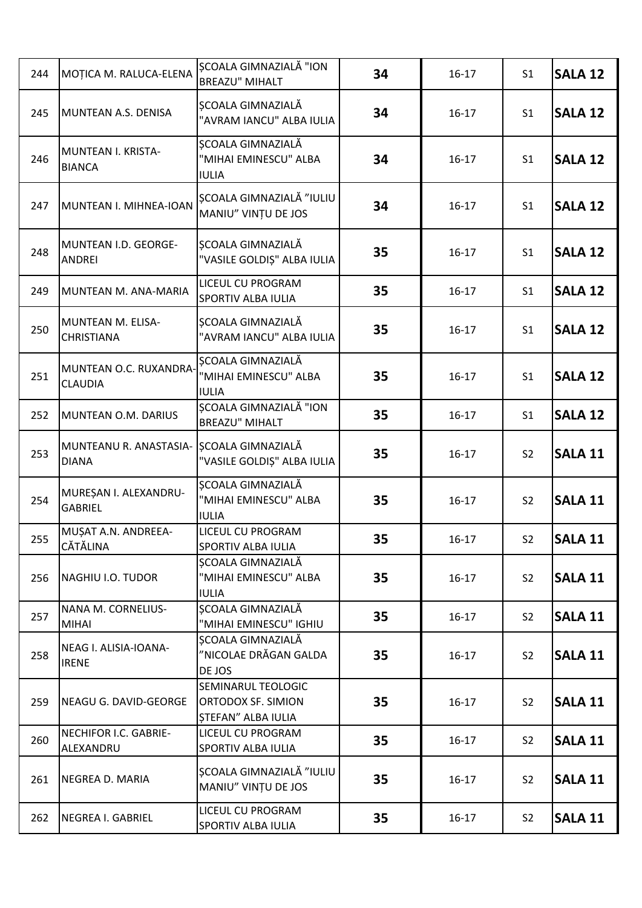| 244 | MOȚICA M. RALUCA-ELENA | ȘCOALA GIMNAZIALĂ "ION BREAZU" MIHALT | **34** | 16-17 | S1 | **SALA 12** |
|---|---|---|---|---|---|---|
| 245 | MUNTEAN A.S. DENISA | ȘCOALA GIMNAZIALĂ "AVRAM IANCU" ALBA IULIA | **34** | 16-17 | S1 | **SALA 12** |
| 246 | MUNTEAN I. KRISTA-BIANCA | ȘCOALA GIMNAZIALĂ "MIHAI EMINESCU" ALBA IULIA | **34** | 16-17 | S1 | **SALA 12** |
| 247 | MUNTEAN I. MIHNEA-IOAN | ȘCOALA GIMNAZIALĂ "IULIU MANIU" VINȚU DE JOS | **34** | 16-17 | S1 | **SALA 12** |
| 248 | MUNTEAN I.D. GEORGE-ANDREI | ȘCOALA GIMNAZIALĂ "VASILE GOLDIȘ" ALBA IULIA | **35** | 16-17 | S1 | **SALA 12** |
| 249 | MUNTEAN M. ANA-MARIA | LICEUL CU PROGRAM SPORTIV ALBA IULIA | **35** | 16-17 | S1 | **SALA 12** |
| 250 | MUNTEAN M. ELISA-CHRISTIANA | ȘCOALA GIMNAZIALĂ "AVRAM IANCU" ALBA IULIA | **35** | 16-17 | S1 | **SALA 12** |
| 251 | MUNTEAN O.C. RUXANDRA-CLAUDIA | ȘCOALA GIMNAZIALĂ "MIHAI EMINESCU" ALBA IULIA | **35** | 16-17 | S1 | **SALA 12** |
| 252 | MUNTEAN O.M. DARIUS | ȘCOALA GIMNAZIALĂ "ION BREAZU" MIHALT | **35** | 16-17 | S1 | **SALA 12** |
| 253 | MUNTEANU R. ANASTASIA-DIANA | ȘCOALA GIMNAZIALĂ "VASILE GOLDIȘ" ALBA IULIA | **35** | 16-17 | S2 | **SALA 11** |
| 254 | MUREȘAN I. ALEXANDRU-GABRIEL | ȘCOALA GIMNAZIALĂ "MIHAI EMINESCU" ALBA IULIA | **35** | 16-17 | S2 | **SALA 11** |
| 255 | MUȘAT A.N. ANDREEA-CĂTĂLINA | LICEUL CU PROGRAM SPORTIV ALBA IULIA | **35** | 16-17 | S2 | **SALA 11** |
| 256 | NAGHIU I.O. TUDOR | ȘCOALA GIMNAZIALĂ "MIHAI EMINESCU" ALBA IULIA | **35** | 16-17 | S2 | **SALA 11** |
| 257 | NANA M. CORNELIUS-MIHAI | ȘCOALA GIMNAZIALĂ "MIHAI EMINESCU" IGHIU | **35** | 16-17 | S2 | **SALA 11** |
| 258 | NEAG I. ALISIA-IOANA-IRENE | ȘCOALA GIMNAZIALĂ "NICOLAE DRĂGAN GALDA DE JOS | **35** | 16-17 | S2 | **SALA 11** |
| 259 | NEAGU G. DAVID-GEORGE | SEMINARUL TEOLOGIC ORTODOX SF. SIMION ȘTEFAN" ALBA IULIA | **35** | 16-17 | S2 | **SALA 11** |
| 260 | NECHIFOR I.C. GABRIE-ALEXANDRU | LICEUL CU PROGRAM SPORTIV ALBA IULIA | **35** | 16-17 | S2 | **SALA 11** |
| 261 | NEGREA D. MARIA | ȘCOALA GIMNAZIALĂ "IULIU MANIU" VINȚU DE JOS | **35** | 16-17 | S2 | **SALA 11** |
| 262 | NEGREA I. GABRIEL | LICEUL CU PROGRAM SPORTIV ALBA IULIA | **35** | 16-17 | S2 | **SALA 11** |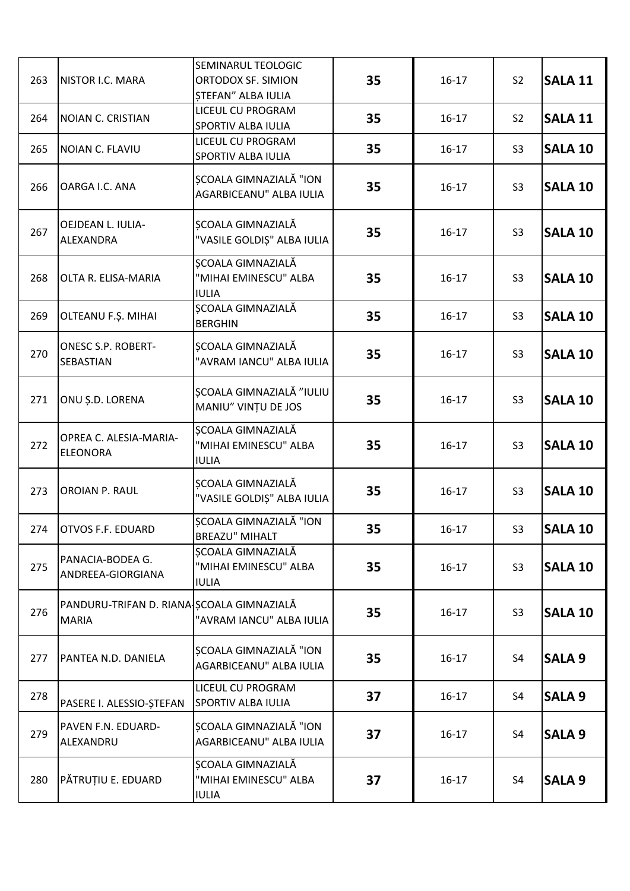| 263 | NISTOR I.C. MARA | SEMINARUL TEOLOGIC ORTODOX SF. SIMION ȘTEFAN" ALBA IULIA | **35** | 16-17 | S2 | **SALA 11** |
|---|---|---|---|---|---|---|
| 264 | NOIAN C. CRISTIAN | LICEUL CU PROGRAM SPORTIV ALBA IULIA | **35** | 16-17 | S2 | **SALA 11** |
| 265 | NOIAN C. FLAVIU | LICEUL CU PROGRAM SPORTIV ALBA IULIA | **35** | 16-17 | S3 | **SALA 10** |
| 266 | OARGA I.C. ANA | ȘCOALA GIMNAZIALĂ "ION AGARBICEANU" ALBA IULIA | **35** | 16-17 | S3 | **SALA 10** |
| 267 | OEJDEAN L. IULIA-ALEXANDRA | ȘCOALA GIMNAZIALĂ "VASILE GOLDIȘ" ALBA IULIA | **35** | 16-17 | S3 | **SALA 10** |
| 268 | OLTA R. ELISA-MARIA | ȘCOALA GIMNAZIALĂ "MIHAI EMINESCU" ALBA IULIA | **35** | 16-17 | S3 | **SALA 10** |
| 269 | OLTEANU F.Ș. MIHAI | ȘCOALA GIMNAZIALĂ BERGHIN | **35** | 16-17 | S3 | **SALA 10** |
| 270 | ONESC S.P. ROBERT-SEBASTIAN | ȘCOALA GIMNAZIALĂ "AVRAM IANCU" ALBA IULIA | **35** | 16-17 | S3 | **SALA 10** |
| 271 | ONU Ș.D. LORENA | ȘCOALA GIMNAZIALĂ ”IULIU MANIU” VINȚU DE JOS | **35** | 16-17 | S3 | **SALA 10** |
| 272 | OPREA C. ALESIA-MARIA-ELEONORA | ȘCOALA GIMNAZIALĂ "MIHAI EMINESCU" ALBA IULIA | **35** | 16-17 | S3 | **SALA 10** |
| 273 | OROIAN P. RAUL | ȘCOALA GIMNAZIALĂ "VASILE GOLDIȘ" ALBA IULIA | **35** | 16-17 | S3 | **SALA 10** |
| 274 | OTVOS F.F. EDUARD | ȘCOALA GIMNAZIALĂ "ION BREAZU" MIHALT | **35** | 16-17 | S3 | **SALA 10** |
| 275 | PANACIA-BODEA G. ANDREEA-GIORGIANA | ȘCOALA GIMNAZIALĂ "MIHAI EMINESCU" ALBA IULIA | **35** | 16-17 | S3 | **SALA 10** |
| 276 | PANDURU-TRIFAN D. RIANA-MARIA | ȘCOALA GIMNAZIALĂ "AVRAM IANCU" ALBA IULIA | **35** | 16-17 | S3 | **SALA 10** |
| 277 | PANTEA N.D. DANIELA | ȘCOALA GIMNAZIALĂ "ION AGARBICEANU" ALBA IULIA | **35** | 16-17 | S4 | **SALA 9** |
| 278 | PASERE I. ALESSIO-ȘTEFAN | LICEUL CU PROGRAM SPORTIV ALBA IULIA | **37** | 16-17 | S4 | **SALA 9** |
| 279 | PAVEN F.N. EDUARD-ALEXANDRU | ȘCOALA GIMNAZIALĂ "ION AGARBICEANU" ALBA IULIA | **37** | 16-17 | S4 | **SALA 9** |
| 280 | PĂTRUȚIU E. EDUARD | ȘCOALA GIMNAZIALĂ "MIHAI EMINESCU" ALBA IULIA | **37** | 16-17 | S4 | **SALA 9** |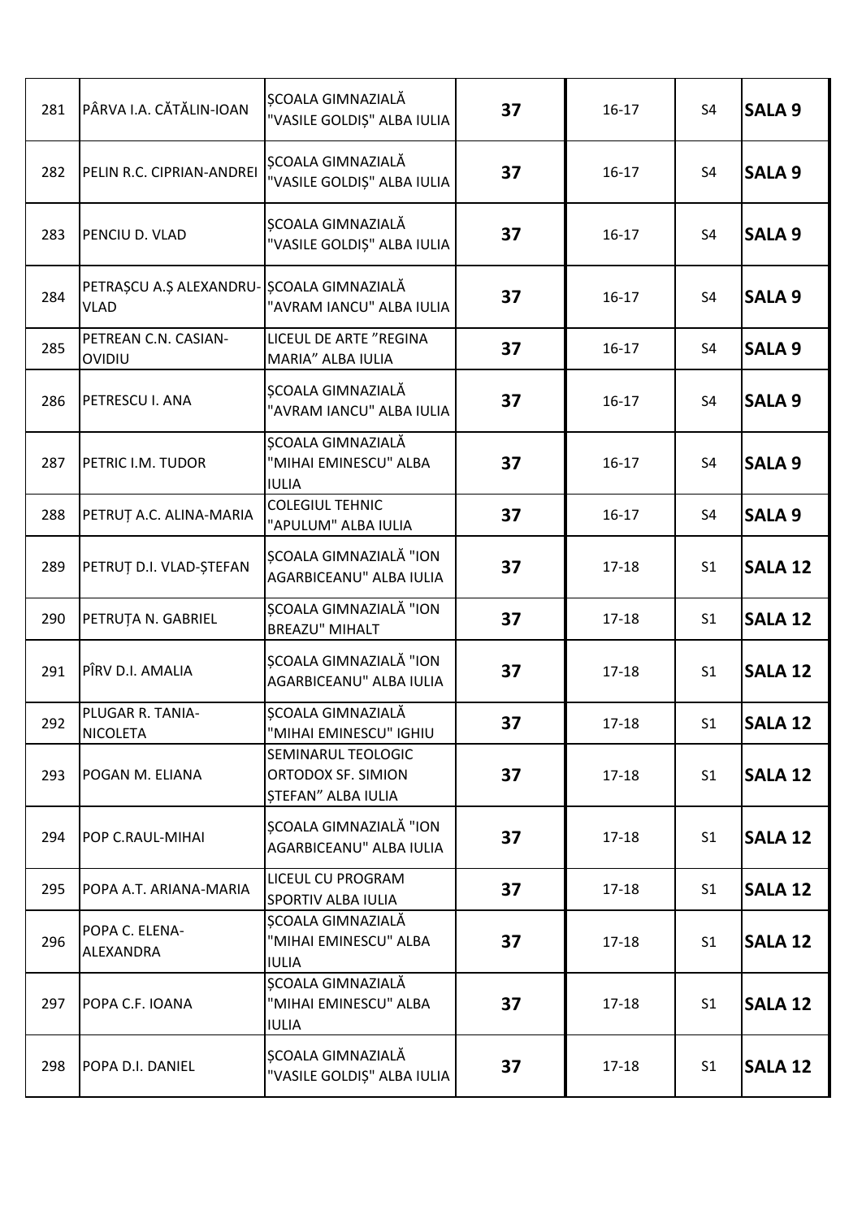| | | | | | | |
|---|---|---|---|---|---|---|
| 281 | PÂRVA I.A. CĂTĂLIN-IOAN | ȘCOALA GIMNAZIALĂ "VASILE GOLDIȘ" ALBA IULIA | **37** | 16-17 | S4 | **SALA 9** |
| 282 | PELIN R.C. CIPRIAN-ANDREI | ȘCOALA GIMNAZIALĂ "VASILE GOLDIȘ" ALBA IULIA | **37** | 16-17 | S4 | **SALA 9** |
| 283 | PENCIU D. VLAD | ȘCOALA GIMNAZIALĂ "VASILE GOLDIȘ" ALBA IULIA | **37** | 16-17 | S4 | **SALA 9** |
| 284 | PETRAȘCU A.Ș ALEXANDRU-VLAD | ȘCOALA GIMNAZIALĂ "AVRAM IANCU" ALBA IULIA | **37** | 16-17 | S4 | **SALA 9** |
| 285 | PETREAN C.N. CASIAN-OVIDIU | LICEUL DE ARTE "REGINA MARIA" ALBA IULIA | **37** | 16-17 | S4 | **SALA 9** |
| 286 | PETRESCU I. ANA | ȘCOALA GIMNAZIALĂ "AVRAM IANCU" ALBA IULIA | **37** | 16-17 | S4 | **SALA 9** |
| 287 | PETRIC I.M. TUDOR | ȘCOALA GIMNAZIALĂ "MIHAI EMINESCU" ALBA IULIA | **37** | 16-17 | S4 | **SALA 9** |
| 288 | PETRUȚ A.C. ALINA-MARIA | COLEGIUL TEHNIC "APULUM" ALBA IULIA | **37** | 16-17 | S4 | **SALA 9** |
| 289 | PETRUȚ D.I. VLAD-ȘTEFAN | ȘCOALA GIMNAZIALĂ "ION AGARBICEANU" ALBA IULIA | **37** | 17-18 | S1 | **SALA 12** |
| 290 | PETRUȚA N. GABRIEL | ȘCOALA GIMNAZIALĂ "ION BREAZU" MIHALT | **37** | 17-18 | S1 | **SALA 12** |
| 291 | PÎRV D.I. AMALIA | ȘCOALA GIMNAZIALĂ "ION AGARBICEANU" ALBA IULIA | **37** | 17-18 | S1 | **SALA 12** |
| 292 | PLUGAR R. TANIA-NICOLETA | ȘCOALA GIMNAZIALĂ "MIHAI EMINESCU" IGHIU | **37** | 17-18 | S1 | **SALA 12** |
| 293 | POGAN M. ELIANA | SEMINARUL TEOLOGIC ORTODOX SF. SIMION ȘTEFAN" ALBA IULIA | **37** | 17-18 | S1 | **SALA 12** |
| 294 | POP C.RAUL-MIHAI | ȘCOALA GIMNAZIALĂ "ION AGARBICEANU" ALBA IULIA | **37** | 17-18 | S1 | **SALA 12** |
| 295 | POPA A.T. ARIANA-MARIA | LICEUL CU PROGRAM SPORTIV ALBA IULIA | **37** | 17-18 | S1 | **SALA 12** |
| 296 | POPA C. ELENA-ALEXANDRA | ȘCOALA GIMNAZIALĂ "MIHAI EMINESCU" ALBA IULIA | **37** | 17-18 | S1 | **SALA 12** |
| 297 | POPA C.F. IOANA | ȘCOALA GIMNAZIALĂ "MIHAI EMINESCU" ALBA IULIA | **37** | 17-18 | S1 | **SALA 12** |
| 298 | POPA D.I. DANIEL | ȘCOALA GIMNAZIALĂ "VASILE GOLDIȘ" ALBA IULIA | **37** | 17-18 | S1 | **SALA 12** |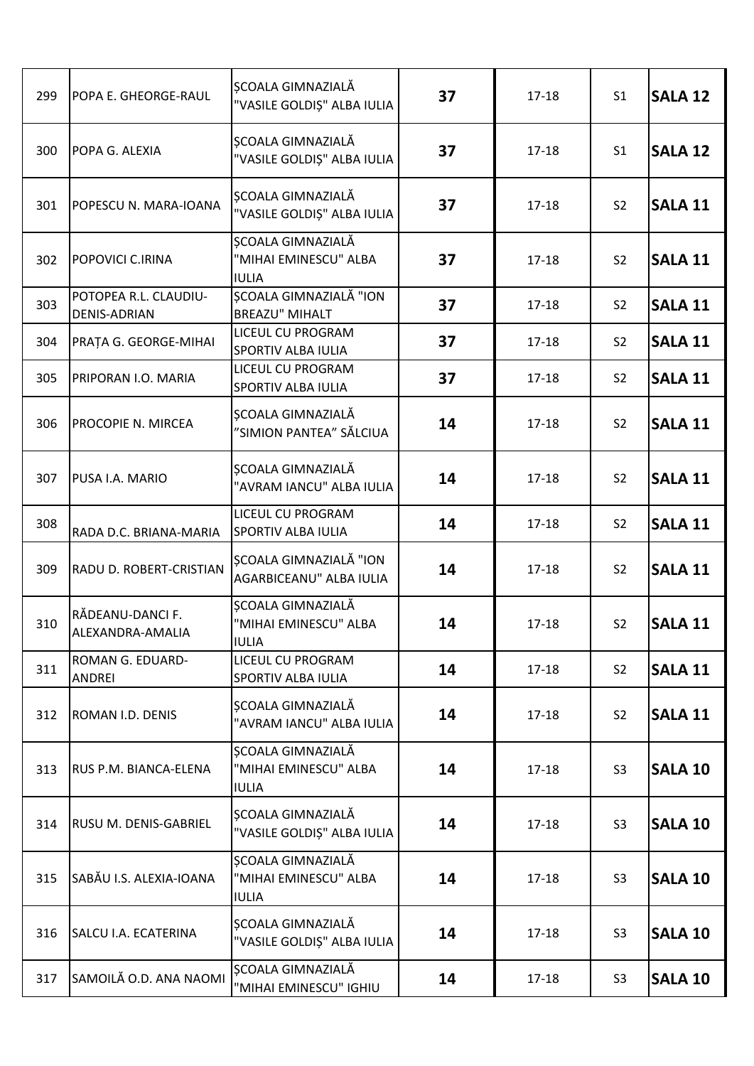| | | | | | | |
|---|---|---|---|---|---|---|
| 299 | POPA E. GHEORGE-RAUL | ȘCOALA GIMNAZIALĂ "VASILE GOLDIȘ" ALBA IULIA | **37** | 17-18 | S1 | **SALA 12** |
| 300 | POPA G. ALEXIA | ȘCOALA GIMNAZIALĂ "VASILE GOLDIȘ" ALBA IULIA | **37** | 17-18 | S1 | **SALA 12** |
| 301 | POPESCU N. MARA-IOANA | ȘCOALA GIMNAZIALĂ "VASILE GOLDIȘ" ALBA IULIA | **37** | 17-18 | S2 | **SALA 11** |
| 302 | POPOVICI C.IRINA | ȘCOALA GIMNAZIALĂ "MIHAI EMINESCU" ALBA IULIA | **37** | 17-18 | S2 | **SALA 11** |
| 303 | POTOPEA R.L. CLAUDIU-DENIS-ADRIAN | ȘCOALA GIMNAZIALĂ "ION BREAZU" MIHALT | **37** | 17-18 | S2 | **SALA 11** |
| 304 | PRAȚA G. GEORGE-MIHAI | LICEUL CU PROGRAM SPORTIV ALBA IULIA | **37** | 17-18 | S2 | **SALA 11** |
| 305 | PRIPORAN I.O. MARIA | LICEUL CU PROGRAM SPORTIV ALBA IULIA | **37** | 17-18 | S2 | **SALA 11** |
| 306 | PROCOPIE N. MIRCEA | ȘCOALA GIMNAZIALĂ ”SIMION PANTEA” SĂLCIUA | **14** | 17-18 | S2 | **SALA 11** |
| 307 | PUSA I.A. MARIO | ȘCOALA GIMNAZIALĂ "AVRAM IANCU" ALBA IULIA | **14** | 17-18 | S2 | **SALA 11** |
| 308 | RADA D.C. BRIANA-MARIA | LICEUL CU PROGRAM SPORTIV ALBA IULIA | **14** | 17-18 | S2 | **SALA 11** |
| 309 | RADU D. ROBERT-CRISTIAN | ȘCOALA GIMNAZIALĂ "ION AGARBICEANU" ALBA IULIA | **14** | 17-18 | S2 | **SALA 11** |
| 310 | RĂDEANU-DANCI F. ALEXANDRA-AMALIA | ȘCOALA GIMNAZIALĂ "MIHAI EMINESCU" ALBA IULIA | **14** | 17-18 | S2 | **SALA 11** |
| 311 | ROMAN G. EDUARD-ANDREI | LICEUL CU PROGRAM SPORTIV ALBA IULIA | **14** | 17-18 | S2 | **SALA 11** |
| 312 | ROMAN I.D. DENIS | ȘCOALA GIMNAZIALĂ "AVRAM IANCU" ALBA IULIA | **14** | 17-18 | S2 | **SALA 11** |
| 313 | RUS P.M. BIANCA-ELENA | ȘCOALA GIMNAZIALĂ "MIHAI EMINESCU" ALBA IULIA | **14** | 17-18 | S3 | **SALA 10** |
| 314 | RUSU M. DENIS-GABRIEL | ȘCOALA GIMNAZIALĂ "VASILE GOLDIȘ" ALBA IULIA | **14** | 17-18 | S3 | **SALA 10** |
| 315 | SABĂU I.S. ALEXIA-IOANA | ȘCOALA GIMNAZIALĂ "MIHAI EMINESCU" ALBA IULIA | **14** | 17-18 | S3 | **SALA 10** |
| 316 | SALCU I.A. ECATERINA | ȘCOALA GIMNAZIALĂ "VASILE GOLDIȘ" ALBA IULIA | **14** | 17-18 | S3 | **SALA 10** |
| 317 | SAMOILĂ O.D. ANA NAOMI | ȘCOALA GIMNAZIALĂ "MIHAI EMINESCU" IGHIU | **14** | 17-18 | S3 | **SALA 10** |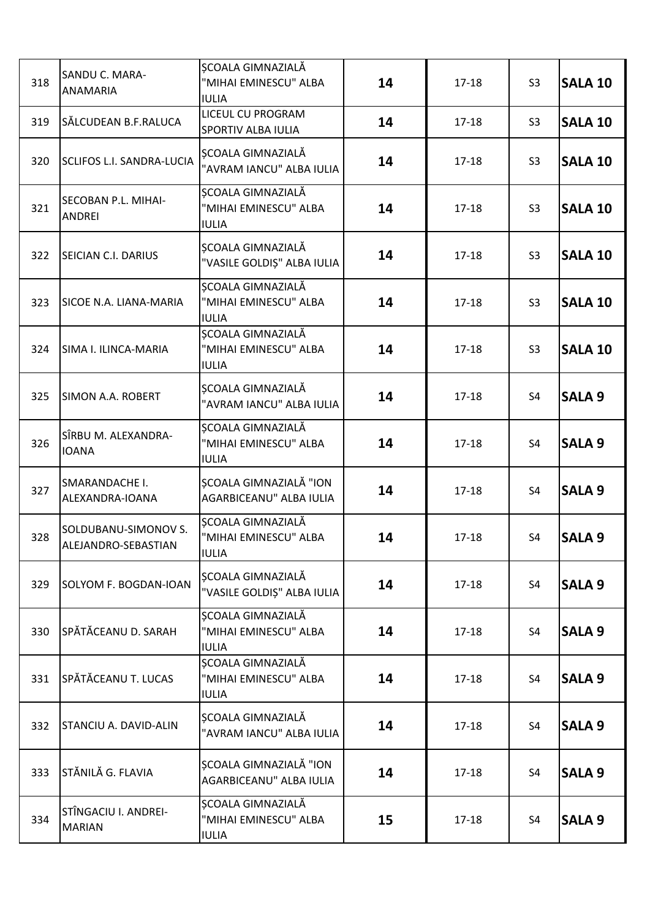| 318 | SANDU C. MARA-ANAMARIA | ȘCOALA GIMNAZIALĂ "MIHAI EMINESCU" ALBA IULIA | **14** | 17-18 | S3 | **SALA 10** |
|---|---|---|---|---|---|---|
| 319 | SĂLCUDEAN B.F.RALUCA | LICEUL CU PROGRAM SPORTIV ALBA IULIA | **14** | 17-18 | S3 | **SALA 10** |
| 320 | SCLIFOS L.I. SANDRA-LUCIA | ȘCOALA GIMNAZIALĂ "AVRAM IANCU" ALBA IULIA | **14** | 17-18 | S3 | **SALA 10** |
| 321 | SECOBAN P.L. MIHAI-ANDREI | ȘCOALA GIMNAZIALĂ "MIHAI EMINESCU" ALBA IULIA | **14** | 17-18 | S3 | **SALA 10** |
| 322 | SEICIAN C.I. DARIUS | ȘCOALA GIMNAZIALĂ "VASILE GOLDIȘ" ALBA IULIA | **14** | 17-18 | S3 | **SALA 10** |
| 323 | SICOE N.A. LIANA-MARIA | ȘCOALA GIMNAZIALĂ "MIHAI EMINESCU" ALBA IULIA | **14** | 17-18 | S3 | **SALA 10** |
| 324 | SIMA I. ILINCA-MARIA | ȘCOALA GIMNAZIALĂ "MIHAI EMINESCU" ALBA IULIA | **14** | 17-18 | S3 | **SALA 10** |
| 325 | SIMON A.A. ROBERT | ȘCOALA GIMNAZIALĂ "AVRAM IANCU" ALBA IULIA | **14** | 17-18 | S4 | **SALA 9** |
| 326 | SÎRBU M. ALEXANDRA-IOANA | ȘCOALA GIMNAZIALĂ "MIHAI EMINESCU" ALBA IULIA | **14** | 17-18 | S4 | **SALA 9** |
| 327 | SMARANDACHE I. ALEXANDRA-IOANA | ȘCOALA GIMNAZIALĂ "ION AGARBICEANU" ALBA IULIA | **14** | 17-18 | S4 | **SALA 9** |
| 328 | SOLDUBANU-SIMONOV S. ALEJANDRO-SEBASTIAN | ȘCOALA GIMNAZIALĂ "MIHAI EMINESCU" ALBA IULIA | **14** | 17-18 | S4 | **SALA 9** |
| 329 | SOLYOM F. BOGDAN-IOAN | ȘCOALA GIMNAZIALĂ "VASILE GOLDIȘ" ALBA IULIA | **14** | 17-18 | S4 | **SALA 9** |
| 330 | SPĂTĂCEANU D. SARAH | ȘCOALA GIMNAZIALĂ "MIHAI EMINESCU" ALBA IULIA | **14** | 17-18 | S4 | **SALA 9** |
| 331 | SPĂTĂCEANU T. LUCAS | ȘCOALA GIMNAZIALĂ "MIHAI EMINESCU" ALBA IULIA | **14** | 17-18 | S4 | **SALA 9** |
| 332 | STANCIU A. DAVID-ALIN | ȘCOALA GIMNAZIALĂ "AVRAM IANCU" ALBA IULIA | **14** | 17-18 | S4 | **SALA 9** |
| 333 | STĂNILĂ G. FLAVIA | ȘCOALA GIMNAZIALĂ "ION AGARBICEANU" ALBA IULIA | **14** | 17-18 | S4 | **SALA 9** |
| 334 | STÎNGACIU I. ANDREI-MARIAN | ȘCOALA GIMNAZIALĂ "MIHAI EMINESCU" ALBA IULIA | **15** | 17-18 | S4 | **SALA 9** |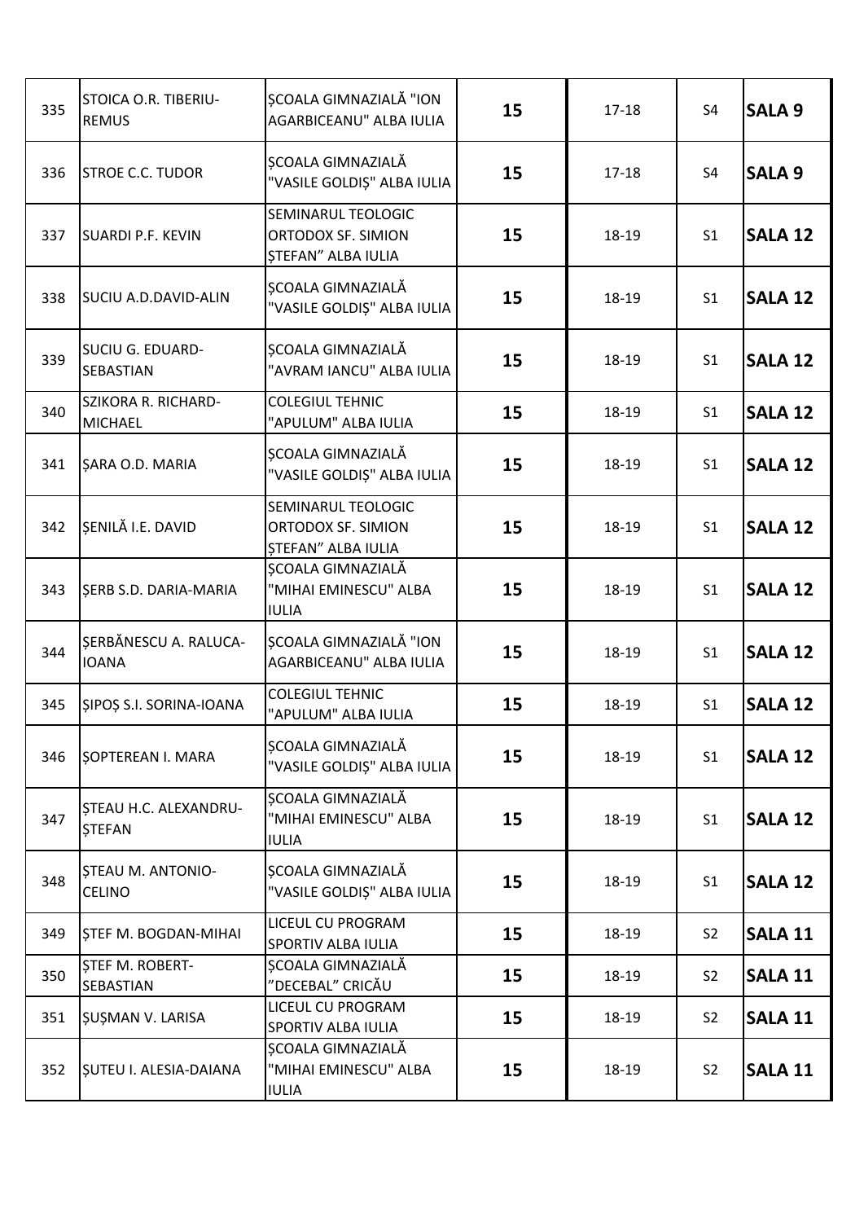| | | | | | | |
|---|---|---|---|---|---|---|
| 335 | STOICA O.R. TIBERIU-REMUS | ȘCOALA GIMNAZIALĂ "ION AGARBICEANU" ALBA IULIA | **15** | 17-18 | S4 | **SALA 9** |
| 336 | STROE C.C. TUDOR | ȘCOALA GIMNAZIALĂ "VASILE GOLDIȘ" ALBA IULIA | **15** | 17-18 | S4 | **SALA 9** |
| 337 | SUARDI P.F. KEVIN | SEMINARUL TEOLOGIC ORTODOX SF. SIMION ȘTEFAN" ALBA IULIA | **15** | 18-19 | S1 | **SALA 12** |
| 338 | SUCIU A.D.DAVID-ALIN | ȘCOALA GIMNAZIALĂ "VASILE GOLDIȘ" ALBA IULIA | **15** | 18-19 | S1 | **SALA 12** |
| 339 | SUCIU G. EDUARD-SEBASTIAN | ȘCOALA GIMNAZIALĂ "AVRAM IANCU" ALBA IULIA | **15** | 18-19 | S1 | **SALA 12** |
| 340 | SZIKORA R. RICHARD-MICHAEL | COLEGIUL TEHNIC "APULUM" ALBA IULIA | **15** | 18-19 | S1 | **SALA 12** |
| 341 | ȘARA O.D. MARIA | ȘCOALA GIMNAZIALĂ "VASILE GOLDIȘ" ALBA IULIA | **15** | 18-19 | S1 | **SALA 12** |
| 342 | ȘENILĂ I.E. DAVID | SEMINARUL TEOLOGIC ORTODOX SF. SIMION ȘTEFAN" ALBA IULIA | **15** | 18-19 | S1 | **SALA 12** |
| 343 | ȘERB S.D. DARIA-MARIA | ȘCOALA GIMNAZIALĂ "MIHAI EMINESCU" ALBA IULIA | **15** | 18-19 | S1 | **SALA 12** |
| 344 | ȘERBĂNESCU A. RALUCA-IOANA | ȘCOALA GIMNAZIALĂ "ION AGARBICEANU" ALBA IULIA | **15** | 18-19 | S1 | **SALA 12** |
| 345 | ȘIPOȘ S.I. SORINA-IOANA | COLEGIUL TEHNIC "APULUM" ALBA IULIA | **15** | 18-19 | S1 | **SALA 12** |
| 346 | ȘOPTEREAN I. MARA | ȘCOALA GIMNAZIALĂ "VASILE GOLDIȘ" ALBA IULIA | **15** | 18-19 | S1 | **SALA 12** |
| 347 | ȘTEAU H.C. ALEXANDRU-ȘTEFAN | ȘCOALA GIMNAZIALĂ "MIHAI EMINESCU" ALBA IULIA | **15** | 18-19 | S1 | **SALA 12** |
| 348 | ȘTEAU M. ANTONIO-CELINO | ȘCOALA GIMNAZIALĂ "VASILE GOLDIȘ" ALBA IULIA | **15** | 18-19 | S1 | **SALA 12** |
| 349 | ȘTEF M. BOGDAN-MIHAI | LICEUL CU PROGRAM SPORTIV ALBA IULIA | **15** | 18-19 | S2 | **SALA 11** |
| 350 | ȘTEF M. ROBERT-SEBASTIAN | ȘCOALA GIMNAZIALĂ ”DECEBAL” CRICĂU | **15** | 18-19 | S2 | **SALA 11** |
| 351 | ȘUȘMAN V. LARISA | LICEUL CU PROGRAM SPORTIV ALBA IULIA | **15** | 18-19 | S2 | **SALA 11** |
| 352 | ȘUTEU I. ALESIA-DAIANA | ȘCOALA GIMNAZIALĂ "MIHAI EMINESCU" ALBA IULIA | **15** | 18-19 | S2 | **SALA 11** |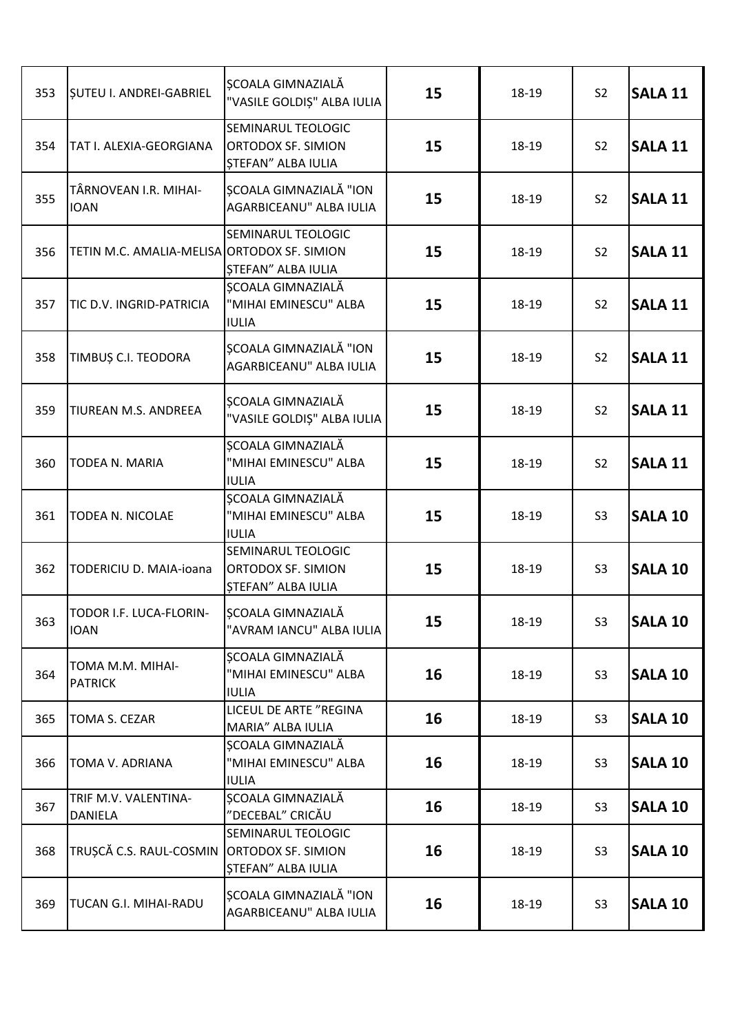| 353 | ȘUTEU I. ANDREI-GABRIEL | ȘCOALA GIMNAZIALĂ "VASILE GOLDIȘ" ALBA IULIA | **15** | 18-19 | S2 | **SALA 11** |
|---|---|---|---|---|---|---|
| 354 | TAT I. ALEXIA-GEORGIANA | SEMINARUL TEOLOGIC ORTODOX SF. SIMION ȘTEFAN" ALBA IULIA | **15** | 18-19 | S2 | **SALA 11** |
| 355 | TÂRNOVEAN I.R. MIHAI-IOAN | ȘCOALA GIMNAZIALĂ "ION AGARBICEANU" ALBA IULIA | **15** | 18-19 | S2 | **SALA 11** |
| 356 | TETIN M.C. AMALIA-MELISA | SEMINARUL TEOLOGIC ORTODOX SF. SIMION ȘTEFAN" ALBA IULIA | **15** | 18-19 | S2 | **SALA 11** |
| 357 | TIC D.V. INGRID-PATRICIA | ȘCOALA GIMNAZIALĂ "MIHAI EMINESCU" ALBA IULIA | **15** | 18-19 | S2 | **SALA 11** |
| 358 | TIMBUȘ C.I. TEODORA | ȘCOALA GIMNAZIALĂ "ION AGARBICEANU" ALBA IULIA | **15** | 18-19 | S2 | **SALA 11** |
| 359 | TIUREAN M.S. ANDREEA | ȘCOALA GIMNAZIALĂ "VASILE GOLDIȘ" ALBA IULIA | **15** | 18-19 | S2 | **SALA 11** |
| 360 | TODEA N. MARIA | ȘCOALA GIMNAZIALĂ "MIHAI EMINESCU" ALBA IULIA | **15** | 18-19 | S2 | **SALA 11** |
| 361 | TODEA N. NICOLAE | ȘCOALA GIMNAZIALĂ "MIHAI EMINESCU" ALBA IULIA | **15** | 18-19 | S3 | **SALA 10** |
| 362 | TODERICIU D. MAIA-ioana | SEMINARUL TEOLOGIC ORTODOX SF. SIMION ȘTEFAN" ALBA IULIA | **15** | 18-19 | S3 | **SALA 10** |
| 363 | TODOR I.F. LUCA-FLORIN-IOAN | ȘCOALA GIMNAZIALĂ "AVRAM IANCU" ALBA IULIA | **15** | 18-19 | S3 | **SALA 10** |
| 364 | TOMA M.M. MIHAI-PATRICK | ȘCOALA GIMNAZIALĂ "MIHAI EMINESCU" ALBA IULIA | **16** | 18-19 | S3 | **SALA 10** |
| 365 | TOMA S. CEZAR | LICEUL DE ARTE "REGINA MARIA" ALBA IULIA | **16** | 18-19 | S3 | **SALA 10** |
| 366 | TOMA V. ADRIANA | ȘCOALA GIMNAZIALĂ "MIHAI EMINESCU" ALBA IULIA | **16** | 18-19 | S3 | **SALA 10** |
| 367 | TRIF M.V. VALENTINA-DANIELA | ȘCOALA GIMNAZIALĂ "DECEBAL" CRICĂU | **16** | 18-19 | S3 | **SALA 10** |
| 368 | TRUȘCĂ C.S. RAUL-COSMIN | SEMINARUL TEOLOGIC ORTODOX SF. SIMION ȘTEFAN" ALBA IULIA | **16** | 18-19 | S3 | **SALA 10** |
| 369 | TUCAN G.I. MIHAI-RADU | ȘCOALA GIMNAZIALĂ "ION AGARBICEANU" ALBA IULIA | **16** | 18-19 | S3 | **SALA 10** |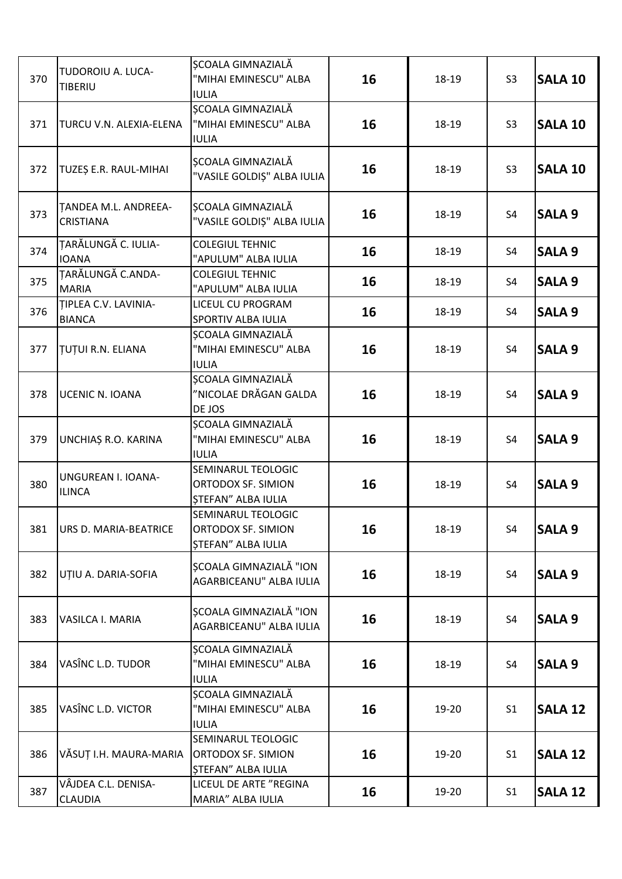| 370 | TUDOROIU A. LUCA-TIBERIU | ȘCOALA GIMNAZIALĂ "MIHAI EMINESCU" ALBA IULIA | **16** | 18-19 | S3 | **SALA 10** |
|---|---|---|---|---|---|---|
| 371 | TURCU V.N. ALEXIA-ELENA | ȘCOALA GIMNAZIALĂ "MIHAI EMINESCU" ALBA IULIA | **16** | 18-19 | S3 | **SALA 10** |
| 372 | TUZEȘ E.R. RAUL-MIHAI | ȘCOALA GIMNAZIALĂ "VASILE GOLDIȘ" ALBA IULIA | **16** | 18-19 | S3 | **SALA 10** |
| 373 | ȚANDEA M.L. ANDREEA-CRISTIANA | ȘCOALA GIMNAZIALĂ "VASILE GOLDIȘ" ALBA IULIA | **16** | 18-19 | S4 | **SALA 9** |
| 374 | ȚARĂLUNGĂ C. IULIA-IOANA | COLEGIUL TEHNIC "APULUM" ALBA IULIA | **16** | 18-19 | S4 | **SALA 9** |
| 375 | ȚARĂLUNGĂ C.ANDA-MARIA | COLEGIUL TEHNIC "APULUM" ALBA IULIA | **16** | 18-19 | S4 | **SALA 9** |
| 376 | ȚIPLEA C.V. LAVINIA-BIANCA | LICEUL CU PROGRAM SPORTIV ALBA IULIA | **16** | 18-19 | S4 | **SALA 9** |
| 377 | ȚUȚUI R.N. ELIANA | ȘCOALA GIMNAZIALĂ "MIHAI EMINESCU" ALBA IULIA | **16** | 18-19 | S4 | **SALA 9** |
| 378 | UCENIC N. IOANA | ȘCOALA GIMNAZIALĂ ”NICOLAE DRĂGAN GALDA DE JOS | **16** | 18-19 | S4 | **SALA 9** |
| 379 | UNCHIAȘ R.O. KARINA | ȘCOALA GIMNAZIALĂ "MIHAI EMINESCU" ALBA IULIA | **16** | 18-19 | S4 | **SALA 9** |
| 380 | UNGUREAN I. IOANA-ILINCA | SEMINARUL TEOLOGIC ORTODOX SF. SIMION ȘTEFAN” ALBA IULIA | **16** | 18-19 | S4 | **SALA 9** |
| 381 | URS D. MARIA-BEATRICE | SEMINARUL TEOLOGIC ORTODOX SF. SIMION ȘTEFAN” ALBA IULIA | **16** | 18-19 | S4 | **SALA 9** |
| 382 | UȚIU A. DARIA-SOFIA | ȘCOALA GIMNAZIALĂ "ION AGARBICEANU" ALBA IULIA | **16** | 18-19 | S4 | **SALA 9** |
| 383 | VASILCA I. MARIA | ȘCOALA GIMNAZIALĂ "ION AGARBICEANU" ALBA IULIA | **16** | 18-19 | S4 | **SALA 9** |
| 384 | VASÎNC L.D. TUDOR | ȘCOALA GIMNAZIALĂ "MIHAI EMINESCU" ALBA IULIA | **16** | 18-19 | S4 | **SALA 9** |
| 385 | VASÎNC L.D. VICTOR | ȘCOALA GIMNAZIALĂ "MIHAI EMINESCU" ALBA IULIA | **16** | 19-20 | S1 | **SALA 12** |
| 386 | VĂSUȚ I.H. MAURA-MARIA | SEMINARUL TEOLOGIC ORTODOX SF. SIMION ȘTEFAN” ALBA IULIA | **16** | 19-20 | S1 | **SALA 12** |
| 387 | VÂJDEA C.L. DENISA-CLAUDIA | LICEUL DE ARTE ”REGINA MARIA” ALBA IULIA | **16** | 19-20 | S1 | **SALA 12** |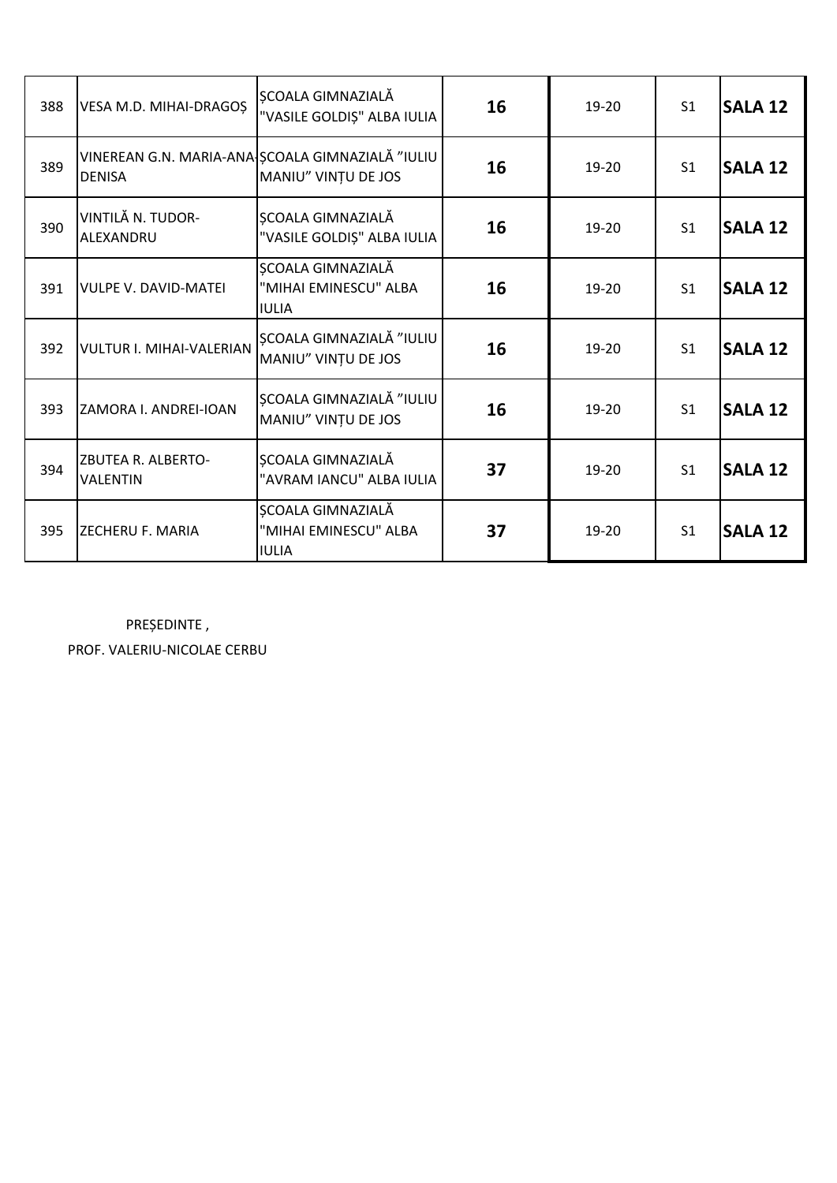| | | | | | | |
|---|---|---|---|---|---|---|
| 388 | VESA M.D. MIHAI-DRAGOȘ | ȘCOALA GIMNAZIALĂ "VASILE GOLDIȘ" ALBA IULIA | **16** | 19-20 | S1 | **SALA 12** |
| 389 | VINEREAN G.N. MARIA-ANA-DENISA | ȘCOALA GIMNAZIALĂ ”IULIU MANIU” VINȚU DE JOS | **16** | 19-20 | S1 | **SALA 12** |
| 390 | VINTILĂ N. TUDOR-ALEXANDRU | ȘCOALA GIMNAZIALĂ "VASILE GOLDIȘ" ALBA IULIA | **16** | 19-20 | S1 | **SALA 12** |
| 391 | VULPE V. DAVID-MATEI | ȘCOALA GIMNAZIALĂ "MIHAI EMINESCU" ALBA IULIA | **16** | 19-20 | S1 | **SALA 12** |
| 392 | VULTUR I. MIHAI-VALERIAN | ȘCOALA GIMNAZIALĂ ”IULIU MANIU” VINȚU DE JOS | **16** | 19-20 | S1 | **SALA 12** |
| 393 | ZAMORA I. ANDREI-IOAN | ȘCOALA GIMNAZIALĂ ”IULIU MANIU” VINȚU DE JOS | **16** | 19-20 | S1 | **SALA 12** |
| 394 | ZBUTEA R. ALBERTO-VALENTIN | ȘCOALA GIMNAZIALĂ "AVRAM IANCU" ALBA IULIA | **37** | 19-20 | S1 | **SALA 12** |
| 395 | ZECHERU F. MARIA | ȘCOALA GIMNAZIALĂ "MIHAI EMINESCU" ALBA IULIA | **37** | 19-20 | S1 | **SALA 12** |

PREȘEDINTE ,

PROF. VALERIU-NICOLAE CERBU